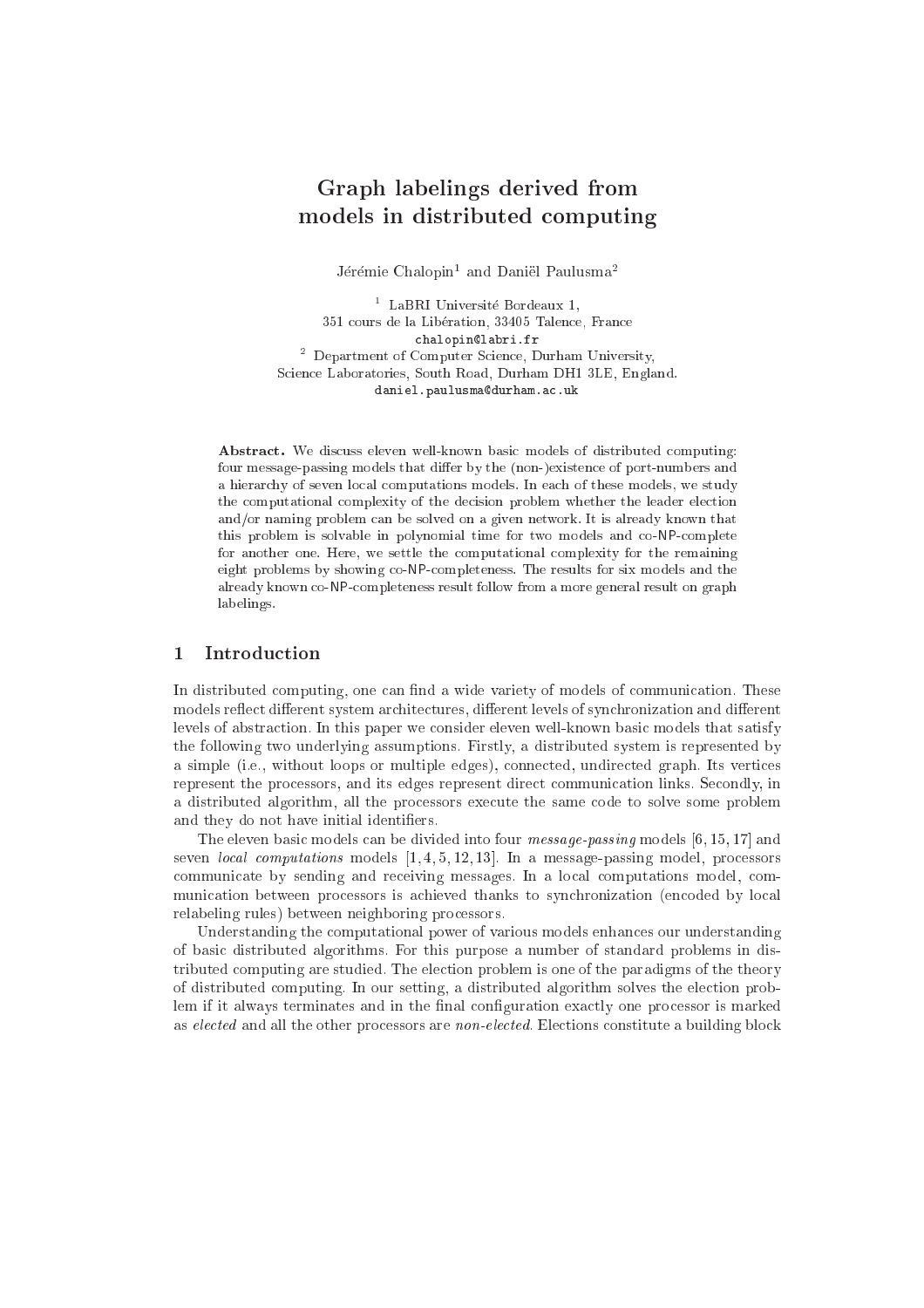# Graph labelings derived from models in distributed computing

Jérémie Chalopin[1] and Daniël Paulusma[2]

[1] LaBRI Université Bordeaux 1,
351 cours de la Libération, 33405 Talence, France
chalopin@labri.fr

[2] Department of Computer Science, Durham University,
Science Laboratories, South Road, Durham DH1 3LE, England.
daniel.paulusma@durham.ac.uk

**Abstract.** We discuss eleven well-known basic models of distributed computing: four message-passing models that differ by the (non-)existence of port-numbers and a hierarchy of seven local computations models. In each of these models, we study the computational complexity of the decision problem whether the leader election and/or naming problem can be solved on a given network. It is already known that this problem is solvable in polynomial time for two models and co-NP-complete for another one. Here, we settle the computational complexity for the remaining eight problems by showing co-NP-completeness. The results for six models and the already known co-NP-completeness result follow from a more general result on graph labelings.

## 1 Introduction

In distributed computing, one can find a wide variety of models of communication. These models reflect different system architectures, different levels of synchronization and different levels of abstraction. In this paper we consider eleven well-known basic models that satisfy the following two underlying assumptions. Firstly, a distributed system is represented by a simple (i.e., without loops or multiple edges), connected, undirected graph. Its vertices represent the processors, and its edges represent direct communication links. Secondly, in a distributed algorithm, all the processors execute the same code to solve some problem and they do not have initial identifiers.

The eleven basic models can be divided into four *message-passing* models [6, 15, 17] and seven *local computations* models [1, 4, 5, 12, 13]. In a message-passing model, processors communicate by sending and receiving messages. In a local computations model, communication between processors is achieved thanks to synchronization (encoded by local relabeling rules) between neighboring processors.

Understanding the computational power of various models enhances our understanding of basic distributed algorithms. For this purpose a number of standard problems in distributed computing are studied. The election problem is one of the paradigms of the theory of distributed computing. In our setting, a distributed algorithm solves the election problem if it always terminates and in the final configuration exactly one processor is marked as *elected* and all the other processors are *non-elected*. Elections constitute a building block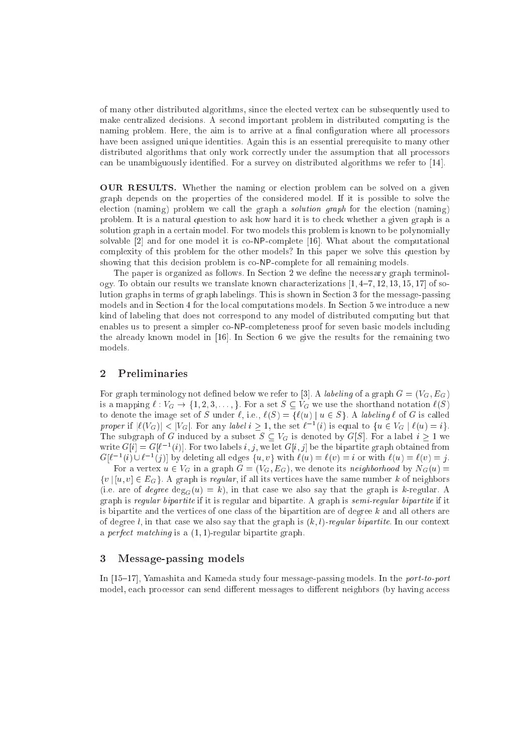of many other distributed algorithms, since the elected vertex can be subsequently used to make centralized decisions. A second important problem in distributed computing is the naming problem. Here, the aim is to arrive at a final configuration where all processors have been assigned unique identities. Again this is an essential prerequisite to many other distributed algorithms that only work correctly under the assumption that all processors can be unambiguously identified. For a survey on distributed algorithms we refer to [14].

**OUR RESULTS.** Whether the naming or election problem can be solved on a given graph depends on the properties of the considered model. If it is possible to solve the election (naming) problem we call the graph a *solution graph* for the election (naming) problem. It is a natural question to ask how hard it is to check whether a given graph is a solution graph in a certain model. For two models this problem is known to be polynomially solvable [2] and for one model it is co-NP-complete [16]. What about the computational complexity of this problem for the other models? In this paper we solve this question by showing that this decision problem is co-NP-complete for all remaining models.

The paper is organized as follows. In Section 2 we define the necessary graph terminology. To obtain our results we translate known characterizations [1, 4–7, 12, 13, 15, 17] of solution graphs in terms of graph labelings. This is shown in Section 3 for the message-passing models and in Section 4 for the local computations models. In Section 5 we introduce a new kind of labeling that does not correspond to any model of distributed computing but that enables us to present a simpler co-NP-completeness proof for seven basic models including the already known model in [16]. In Section 6 we give the results for the remaining two models.

## 2 Preliminaries

For graph terminology not defined below we refer to [3]. A *labeling* of a graph $G = (V_G, E_G)$ is a mapping $\ell : V_G \to \{1, 2, 3, \ldots, \}$. For a set $S \subseteq V_G$ we use the shorthand notation $\ell(S)$ to denote the image set of $S$ under $\ell$, i.e., $\ell(S) = \{\ell(u) \mid u \in S\}$. A *labeling* $\ell$ of $G$ is called *proper* if $|\ell(V_G)| < |V_G|$. For any *label* $i \geq 1$, the set $\ell^{-1}(i)$ is equal to $\{u \in V_G \mid \ell(u) = i\}$. The subgraph of $G$ induced by a subset $S \subseteq V_G$ is denoted by $G[S]$. For a label $i \geq 1$ we write $G[i] = G[\ell^{-1}(i)]$. For two labels $i, j$, we let $G[i, j]$ be the bipartite graph obtained from $G[\ell^{-1}(i) \cup \ell^{-1}(j)]$ by deleting all edges $\{u, v\}$ with $\ell(u) = \ell(v) = i$ or with $\ell(u) = \ell(v) = j$.

For a vertex $u \in V_G$ in a graph $G = (V_G, E_G)$, we denote its *neighborhood* by $N_G(u) = \{v \mid [u, v] \in E_G\}$. A graph is *regular*, if all its vertices have the same number $k$ of neighbors (i.e. are of *degree* $\deg_G(u) = k$), in that case we also say that the graph is $k$-regular. A graph is *regular bipartite* if it is regular and bipartite. A graph is *semi-regular bipartite* if it is bipartite and the vertices of one class of the bipartition are of degree $k$ and all others are of degree $l$, in that case we also say that the graph is $(k, l)$*-regular bipartite*. In our context a *perfect matching* is a $(1, 1)$-regular bipartite graph.

## 3 Message-passing models

In [15–17], Yamashita and Kameda study four message-passing models. In the *port-to-port* model, each processor can send different messages to different neighbors (by having access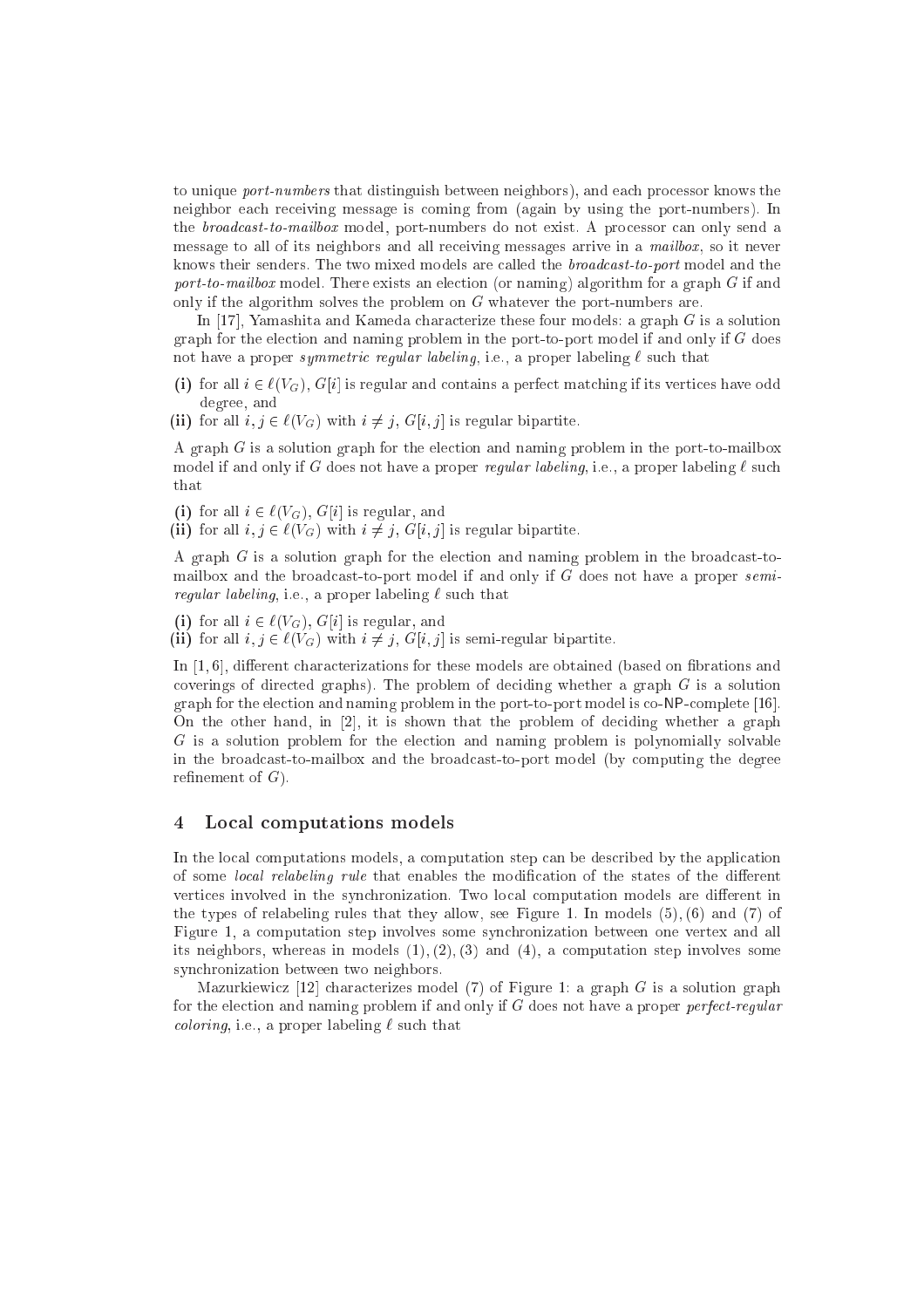to unique *port-numbers* that distinguish between neighbors), and each processor knows the neighbor each receiving message is coming from (again by using the port-numbers). In the *broadcast-to-mailbox* model, port-numbers do not exist. A processor can only send a message to all of its neighbors and all receiving messages arrive in a *mailbox*, so it never knows their senders. The two mixed models are called the *broadcast-to-port* model and the *port-to-mailbox* model. There exists an election (or naming) algorithm for a graph $G$ if and only if the algorithm solves the problem on $G$ whatever the port-numbers are.

In [17], Yamashita and Kameda characterize these four models: a graph $G$ is a solution graph for the election and naming problem in the port-to-port model if and only if $G$ does not have a proper *symmetric regular labeling*, i.e., a proper labeling $\ell$ such that

- **(i)** for all $i \in \ell(V_G)$, $G[i]$ is regular and contains a perfect matching if its vertices have odd degree, and
- **(ii)** for all $i, j \in \ell(V_G)$ with $i \neq j$, $G[i, j]$ is regular bipartite.

A graph $G$ is a solution graph for the election and naming problem in the port-to-mailbox model if and only if $G$ does not have a proper *regular labeling*, i.e., a proper labeling $\ell$ such that

- **(i)** for all $i \in \ell(V_G)$, $G[i]$ is regular, and
- **(ii)** for all $i, j \in \ell(V_G)$ with $i \neq j$, $G[i, j]$ is regular bipartite.

A graph $G$ is a solution graph for the election and naming problem in the broadcast-to-mailbox and the broadcast-to-port model if and only if $G$ does not have a proper *semi-regular labeling*, i.e., a proper labeling $\ell$ such that

- **(i)** for all $i \in \ell(V_G)$, $G[i]$ is regular, and
- **(ii)** for all $i, j \in \ell(V_G)$ with $i \neq j$, $G[i, j]$ is semi-regular bipartite.

In [1, 6], different characterizations for these models are obtained (based on fibrations and coverings of directed graphs). The problem of deciding whether a graph $G$ is a solution graph for the election and naming problem in the port-to-port model is co-NP-complete [16]. On the other hand, in [2], it is shown that the problem of deciding whether a graph $G$ is a solution problem for the election and naming problem is polynomially solvable in the broadcast-to-mailbox and the broadcast-to-port model (by computing the degree refinement of $G$).

## 4 Local computations models

In the local computations models, a computation step can be described by the application of some *local relabeling rule* that enables the modification of the states of the different vertices involved in the synchronization. Two local computation models are different in the types of relabeling rules that they allow, see Figure 1. In models (5), (6) and (7) of Figure 1, a computation step involves some synchronization between one vertex and all its neighbors, whereas in models (1), (2), (3) and (4), a computation step involves some synchronization between two neighbors.

Mazurkiewicz [12] characterizes model (7) of Figure 1: a graph $G$ is a solution graph for the election and naming problem if and only if $G$ does not have a proper *perfect-regular coloring*, i.e., a proper labeling $\ell$ such that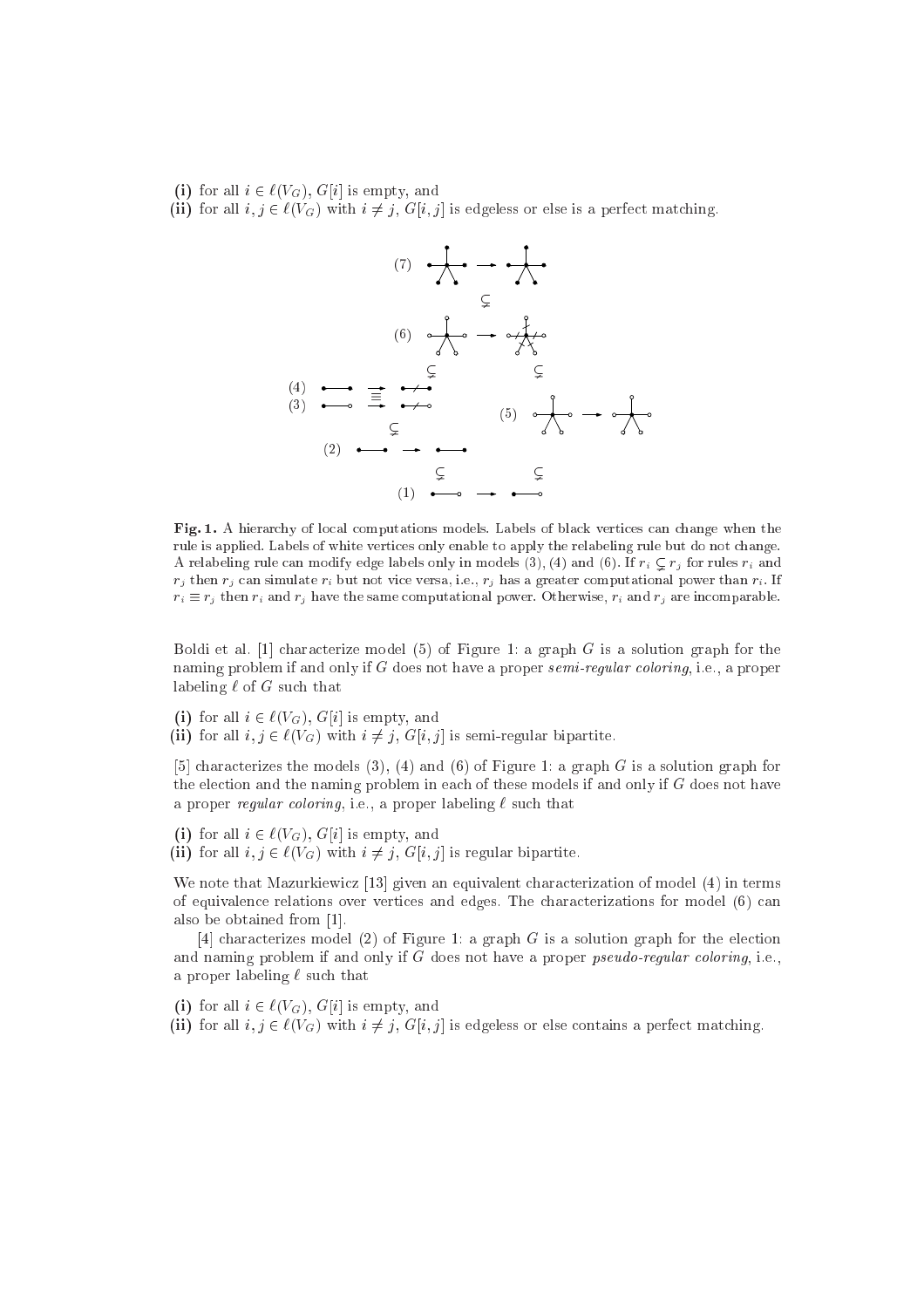**(i)** for all $i \in \ell(V_G)$, $G[i]$ is empty, and
**(ii)** for all $i, j \in \ell(V_G)$ with $i \neq j$, $G[i, j]$ is edgeless or else is a perfect matching.

**Fig. 1.** A hierarchy of local computations models. Labels of black vertices can change when the rule is applied. Labels of white vertices only enable to apply the relabeling rule but do not change. A relabeling rule can modify edge labels only in models (3), (4) and (6). If $r_i \subsetneq r_j$ for rules $r_i$ and $r_j$ then $r_j$ can simulate $r_i$ but not vice versa, i.e., $r_j$ has a greater computational power than $r_i$. If $r_i \equiv r_j$ then $r_i$ and $r_j$ have the same computational power. Otherwise, $r_i$ and $r_j$ are incomparable.

Boldi et al. [1] characterize model (5) of Figure 1: a graph $G$ is a solution graph for the naming problem if and only if $G$ does not have a proper *semi-regular coloring*, i.e., a proper labeling $\ell$ of $G$ such that

**(i)** for all $i \in \ell(V_G)$, $G[i]$ is empty, and
**(ii)** for all $i, j \in \ell(V_G)$ with $i \neq j$, $G[i, j]$ is semi-regular bipartite.

[5] characterizes the models (3), (4) and (6) of Figure 1: a graph $G$ is a solution graph for the election and the naming problem in each of these models if and only if $G$ does not have a proper *regular coloring*, i.e., a proper labeling $\ell$ such that

**(i)** for all $i \in \ell(V_G)$, $G[i]$ is empty, and
**(ii)** for all $i, j \in \ell(V_G)$ with $i \neq j$, $G[i, j]$ is regular bipartite.

We note that Mazurkiewicz [13] given an equivalent characterization of model (4) in terms of equivalence relations over vertices and edges. The characterizations for model (6) can also be obtained from [1].

[4] characterizes model (2) of Figure 1: a graph $G$ is a solution graph for the election and naming problem if and only if $G$ does not have a proper *pseudo-regular coloring*, i.e., a proper labeling $\ell$ such that

**(i)** for all $i \in \ell(V_G)$, $G[i]$ is empty, and
**(ii)** for all $i, j \in \ell(V_G)$ with $i \neq j$, $G[i, j]$ is edgeless or else contains a perfect matching.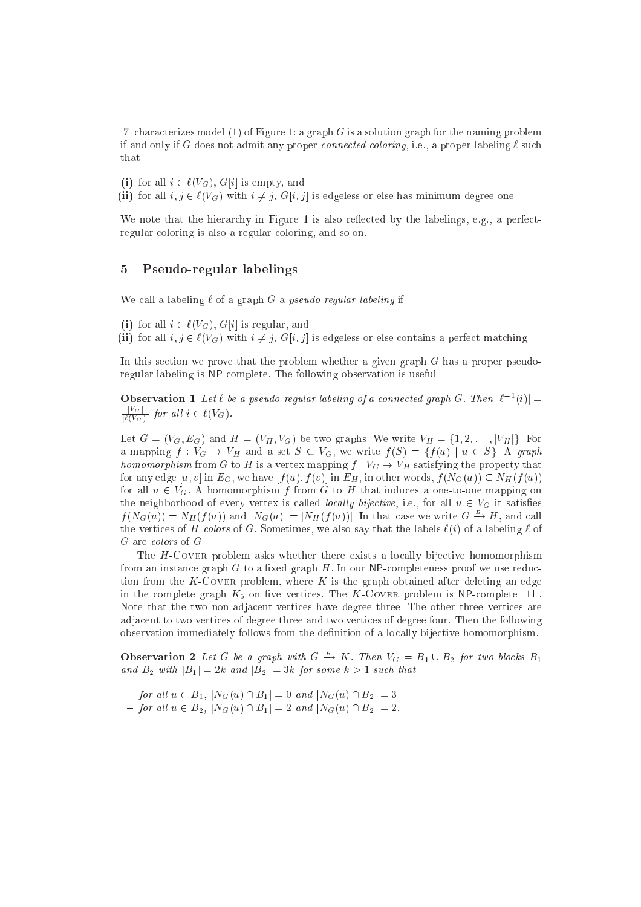[7] characterizes model (1) of Figure 1: a graph $G$ is a solution graph for the naming problem if and only if $G$ does not admit any proper *connected coloring*, i.e., a proper labeling $\ell$ such that

**(i)** for all $i \in \ell(V_G)$, $G[i]$ is empty, and
**(ii)** for all $i, j \in \ell(V_G)$ with $i \neq j$, $G[i,j]$ is edgeless or else has minimum degree one.

We note that the hierarchy in Figure 1 is also reflected by the labelings, e.g., a perfect-regular coloring is also a regular coloring, and so on.

## 5 Pseudo-regular labelings

We call a labeling $\ell$ of a graph $G$ a *pseudo-regular labeling* if

**(i)** for all $i \in \ell(V_G)$, $G[i]$ is regular, and
**(ii)** for all $i, j \in \ell(V_G)$ with $i \neq j$, $G[i,j]$ is edgeless or else contains a perfect matching.

In this section we prove that the problem whether a given graph $G$ has a proper pseudo-regular labeling is NP-complete. The following observation is useful.

**Observation 1** *Let $\ell$ be a pseudo-regular labeling of a connected graph $G$. Then $|\ell^{-1}(i)| = \frac{|V_G|}{|\ell(V_G)|}$ for all $i \in \ell(V_G)$.*

Let $G = (V_G, E_G)$ and $H = (V_H, V_G)$ be two graphs. We write $V_H = \{1, 2, \ldots, |V_H|\}$. For a mapping $f : V_G \to V_H$ and a set $S \subseteq V_G$, we write $f(S) = \{f(u) \mid u \in S\}$. A *graph homomorphism* from $G$ to $H$ is a vertex mapping $f : V_G \to V_H$ satisfying the property that for any edge $[u, v]$ in $E_G$, we have $[f(u), f(v)]$ in $E_H$, in other words, $f(N_G(u)) \subseteq N_H(f(u))$ for all $u \in V_G$. A homomorphism $f$ from $G$ to $H$ that induces a one-to-one mapping on the neighborhood of every vertex is called *locally bijective*, i.e., for all $u \in V_G$ it satisfies $f(N_G(u)) = N_H(f(u))$ and $|N_G(u)| = |N_H(f(u))|$. In that case we write $G \xrightarrow{B} H$, and call the vertices of $H$ *colors* of $G$. Sometimes, we also say that the labels $\ell(i)$ of a labeling $\ell$ of $G$ are *colors* of $G$.

The $H$-Cover problem asks whether there exists a locally bijective homomorphism from an instance graph $G$ to a fixed graph $H$. In our NP-completeness proof we use reduction from the $K$-Cover problem, where $K$ is the graph obtained after deleting an edge in the complete graph $K_5$ on five vertices. The $K$-Cover problem is NP-complete [11]. Note that the two non-adjacent vertices have degree three. The other three vertices are adjacent to two vertices of degree three and two vertices of degree four. Then the following observation immediately follows from the definition of a locally bijective homomorphism.

**Observation 2** *Let $G$ be a graph with $G \xrightarrow{B} K$. Then $V_G = B_1 \cup B_2$ for two blocks $B_1$ and $B_2$ with $|B_1| = 2k$ and $|B_2| = 3k$ for some $k \geq 1$ such that*

- *for all $u \in B_1$, $|N_G(u) \cap B_1| = 0$ and $|N_G(u) \cap B_2| = 3$*
- *for all $u \in B_2$, $|N_G(u) \cap B_1| = 2$ and $|N_G(u) \cap B_2| = 2$.*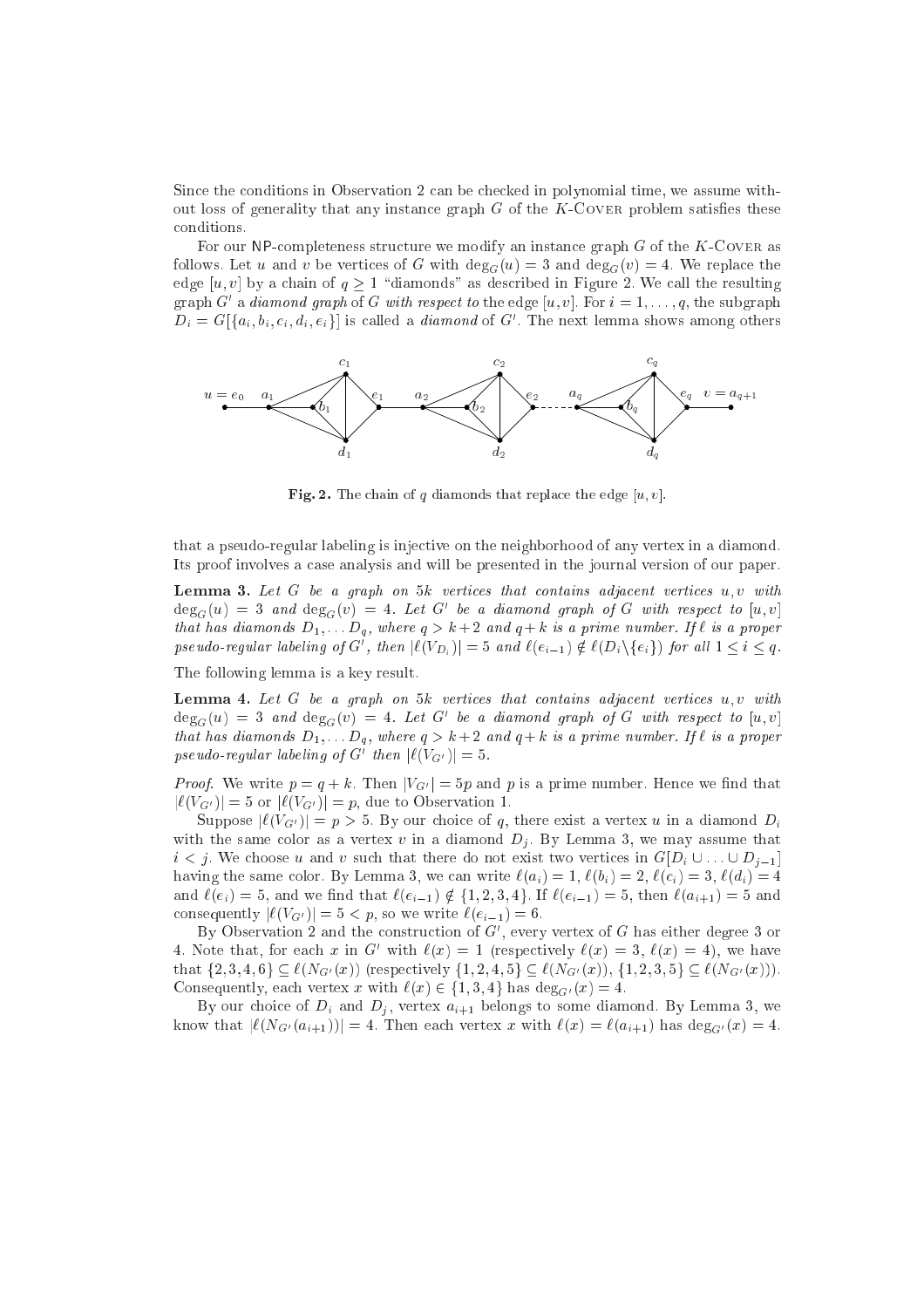Since the conditions in Observation 2 can be checked in polynomial time, we assume without loss of generality that any instance graph $G$ of the $K$-COVER problem satisfies these conditions.

For our NP-completeness structure we modify an instance graph $G$ of the $K$-COVER as follows. Let $u$ and $v$ be vertices of $G$ with $\deg_G(u) = 3$ and $\deg_G(v) = 4$. We replace the edge $[u, v]$ by a chain of $q \geq 1$ "diamonds" as described in Figure 2. We call the resulting graph $G'$ a *diamond graph* of $G$ *with respect to* the edge $[u, v]$. For $i = 1, \ldots, q$, the subgraph $D_i = G[\{a_i, b_i, c_i, d_i, e_i\}]$ is called a *diamond* of $G'$. The next lemma shows among others

**Fig. 2.** The chain of $q$ diamonds that replace the edge $[u, v]$.

that a pseudo-regular labeling is injective on the neighborhood of any vertex in a diamond. Its proof involves a case analysis and will be presented in the journal version of our paper.

**Lemma 3.** *Let $G$ be a graph on $5k$ vertices that contains adjacent vertices $u, v$ with $\deg_G(u) = 3$ and $\deg_G(v) = 4$. Let $G'$ be a diamond graph of $G$ with respect to $[u, v]$ that has diamonds $D_1, \ldots D_q$, where $q > k+2$ and $q+k$ is a prime number. If $\ell$ is a proper pseudo-regular labeling of $G'$, then $|\ell(V_{D_i})| = 5$ and $\ell(e_{i-1}) \notin \ell(D_i \backslash \{e_i\})$ for all $1 \leq i \leq q$.*

The following lemma is a key result.

**Lemma 4.** *Let $G$ be a graph on $5k$ vertices that contains adjacent vertices $u, v$ with $\deg_G(u) = 3$ and $\deg_G(v) = 4$. Let $G'$ be a diamond graph of $G$ with respect to $[u, v]$ that has diamonds $D_1, \ldots D_q$, where $q > k+2$ and $q+k$ is a prime number. If $\ell$ is a proper pseudo-regular labeling of $G'$ then $|\ell(V_{G'})| = 5$.*

*Proof.* We write $p = q + k$. Then $|V_{G'}| = 5p$ and $p$ is a prime number. Hence we find that $|\ell(V_{G'})| = 5$ or $|\ell(V_{G'})| = p$, due to Observation 1.

Suppose $|\ell(V_{G'})| = p > 5$. By our choice of $q$, there exist a vertex $u$ in a diamond $D_i$ with the same color as a vertex $v$ in a diamond $D_j$. By Lemma 3, we may assume that $i < j$. We choose $u$ and $v$ such that there do not exist two vertices in $G[D_i \cup \ldots \cup D_{j-1}]$ having the same color. By Lemma 3, we can write $\ell(a_i) = 1$, $\ell(b_i) = 2$, $\ell(c_i) = 3$, $\ell(d_i) = 4$ and $\ell(e_i) = 5$, and we find that $\ell(e_{i-1}) \notin \{1, 2, 3, 4\}$. If $\ell(e_{i-1}) = 5$, then $\ell(a_{i+1}) = 5$ and consequently $|\ell(V_{G'})| = 5 < p$, so we write $\ell(e_{i-1}) = 6$.

By Observation 2 and the construction of $G'$, every vertex of $G$ has either degree 3 or 4. Note that, for each $x$ in $G'$ with $\ell(x) = 1$ (respectively $\ell(x) = 3$, $\ell(x) = 4$), we have that $\{2, 3, 4, 6\} \subseteq \ell(N_{G'}(x))$ (respectively $\{1, 2, 4, 5\} \subseteq \ell(N_{G'}(x))$, $\{1, 2, 3, 5\} \subseteq \ell(N_{G'}(x))$). Consequently, each vertex $x$ with $\ell(x) \in \{1, 3, 4\}$ has $\deg_{G'}(x) = 4$.

By our choice of $D_i$ and $D_j$, vertex $a_{i+1}$ belongs to some diamond. By Lemma 3, we know that $|\ell(N_{G'}(a_{i+1}))| = 4$. Then each vertex $x$ with $\ell(x) = \ell(a_{i+1})$ has $\deg_{G'}(x) = 4$.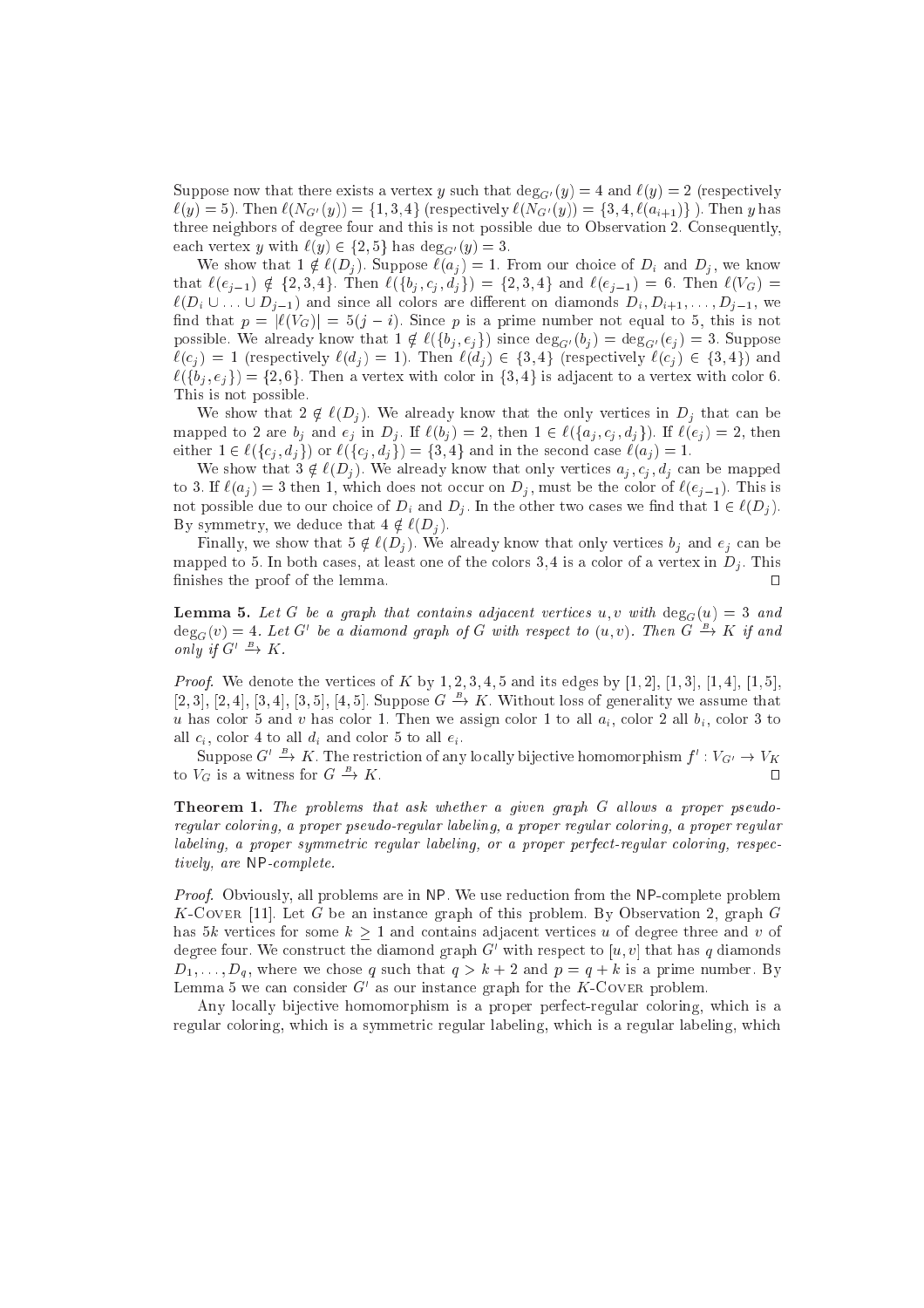Suppose now that there exists a vertex $y$ such that $\deg_{G'}(y) = 4$ and $\ell(y) = 2$ (respectively $\ell(y) = 5$). Then $\ell(N_{G'}(y)) = \{1, 3, 4\}$ (respectively $\ell(N_{G'}(y)) = \{3, 4, \ell(a_{i+1})\}$ ). Then $y$ has three neighbors of degree four and this is not possible due to Observation 2. Consequently, each vertex $y$ with $\ell(y) \in \{2, 5\}$ has $\deg_{G'}(y) = 3$.

We show that $1 \notin \ell(D_j)$. Suppose $\ell(a_j) = 1$. From our choice of $D_i$ and $D_j$, we know that $\ell(e_{j-1}) \notin \{2, 3, 4\}$. Then $\ell(\{b_j, c_j, d_j\}) = \{2, 3, 4\}$ and $\ell(e_{j-1}) = 6$. Then $\ell(V_G) = \ell(D_i \cup \ldots \cup D_{j-1})$ and since all colors are different on diamonds $D_i, D_{i+1}, \ldots, D_{j-1}$, we find that $p = |\ell(V_G)| = 5(j - i)$. Since $p$ is a prime number not equal to 5, this is not possible. We already know that $1 \notin \ell(\{b_j, e_j\})$ since $\deg_{G'}(b_j) = \deg_{G'}(e_j) = 3$. Suppose $\ell(c_j) = 1$ (respectively $\ell(d_j) = 1$). Then $\ell(d_j) \in \{3, 4\}$ (respectively $\ell(c_j) \in \{3, 4\}$) and $\ell(\{b_j, e_j\}) = \{2, 6\}$. Then a vertex with color in $\{3, 4\}$ is adjacent to a vertex with color 6. This is not possible.

We show that $2 \notin \ell(D_j)$. We already know that the only vertices in $D_j$ that can be mapped to 2 are $b_j$ and $e_j$ in $D_j$. If $\ell(b_j) = 2$, then $1 \in \ell(\{a_j, c_j, d_j\})$. If $\ell(e_j) = 2$, then either $1 \in \ell(\{c_j, d_j\})$ or $\ell(\{c_j, d_j\}) = \{3, 4\}$ and in the second case $\ell(a_j) = 1$.

We show that $3 \notin \ell(D_j)$. We already know that only vertices $a_j, c_j, d_j$ can be mapped to 3. If $\ell(a_j) = 3$ then 1, which does not occur on $D_j$, must be the color of $\ell(e_{j-1})$. This is not possible due to our choice of $D_i$ and $D_j$. In the other two cases we find that $1 \in \ell(D_j)$. By symmetry, we deduce that $4 \notin \ell(D_j)$.

Finally, we show that $5 \notin \ell(D_j)$. We already know that only vertices $b_j$ and $e_j$ can be mapped to 5. In both cases, at least one of the colors 3,4 is a color of a vertex in $D_j$. This finishes the proof of the lemma. $\square$

**Lemma 5.** *Let $G$ be a graph that contains adjacent vertices $u, v$ with $\deg_G(u) = 3$ and $\deg_G(v) = 4$. Let $G'$ be a diamond graph of $G$ with respect to $(u, v)$. Then $G \xrightarrow{B} K$ if and only if $G' \xrightarrow{B} K$.*

*Proof.* We denote the vertices of $K$ by $1, 2, 3, 4, 5$ and its edges by $[1, 2]$, $[1, 3]$, $[1, 4]$, $[1, 5]$, $[2, 3]$, $[2, 4]$, $[3, 4]$, $[3, 5]$, $[4, 5]$. Suppose $G \xrightarrow{B} K$. Without loss of generality we assume that $u$ has color 5 and $v$ has color 1. Then we assign color 1 to all $a_i$, color 2 all $b_i$, color 3 to all $c_i$, color 4 to all $d_i$ and color 5 to all $e_i$.

Suppose $G' \xrightarrow{B} K$. The restriction of any locally bijective homomorphism $f' : V_{G'} \to V_K$ to $V_G$ is a witness for $G \xrightarrow{B} K$. $\square$

**Theorem 1.** *The problems that ask whether a given graph $G$ allows a proper pseudo-regular coloring, a proper pseudo-regular labeling, a proper regular coloring, a proper regular labeling, a proper symmetric regular labeling, or a proper perfect-regular coloring, respectively, are* NP*-complete.*

*Proof.* Obviously, all problems are in NP. We use reduction from the NP-complete problem $K$-Cover [11]. Let $G$ be an instance graph of this problem. By Observation 2, graph $G$ has $5k$ vertices for some $k \geq 1$ and contains adjacent vertices $u$ of degree three and $v$ of degree four. We construct the diamond graph $G'$ with respect to $[u, v]$ that has $q$ diamonds $D_1, \ldots, D_q$, where we chose $q$ such that $q > k + 2$ and $p = q + k$ is a prime number. By Lemma 5 we can consider $G'$ as our instance graph for the $K$-Cover problem.

Any locally bijective homomorphism is a proper perfect-regular coloring, which is a regular coloring, which is a symmetric regular labeling, which is a regular labeling, which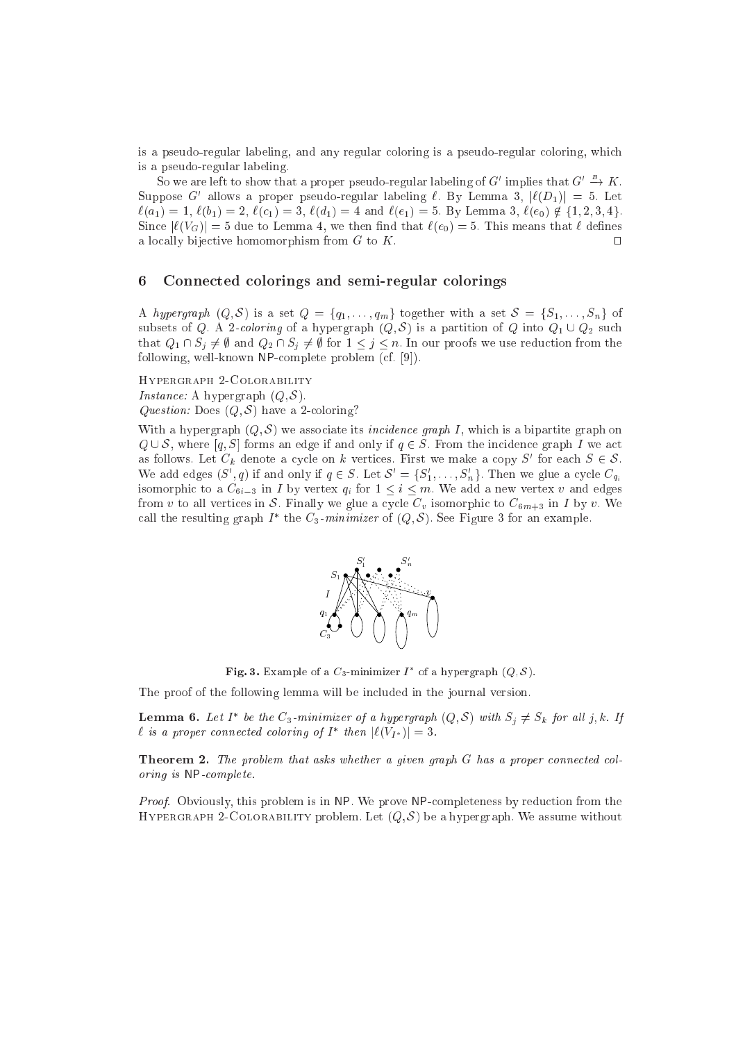is a pseudo-regular labeling, and any regular coloring is a pseudo-regular coloring, which is a pseudo-regular labeling.

So we are left to show that a proper pseudo-regular labeling of $G'$ implies that $G' \xrightarrow{B} K$. Suppose $G'$ allows a proper pseudo-regular labeling $\ell$. By Lemma 3, $|\ell(D_1)| = 5$. Let $\ell(a_1) = 1$, $\ell(b_1) = 2$, $\ell(c_1) = 3$, $\ell(d_1) = 4$ and $\ell(e_1) = 5$. By Lemma 3, $\ell(e_0) \notin \{1, 2, 3, 4\}$. Since $|\ell(V_G)| = 5$ due to Lemma 4, we then find that $\ell(e_0) = 5$. This means that $\ell$ defines a locally bijective homomorphism from $G$ to $K$. □

## 6 Connected colorings and semi-regular colorings

A *hypergraph* $(Q, \mathcal{S})$ is a set $Q = \{q_1, \ldots, q_m\}$ together with a set $\mathcal{S} = \{S_1, \ldots, S_n\}$ of subsets of $Q$. A *2-coloring* of a hypergraph $(Q, \mathcal{S})$ is a partition of $Q$ into $Q_1 \cup Q_2$ such that $Q_1 \cap S_j \neq \emptyset$ and $Q_2 \cap S_j \neq \emptyset$ for $1 \leq j \leq n$. In our proofs we use reduction from the following, well-known NP-complete problem (cf. [9]).

Hypergraph 2-Colorability
*Instance:* A hypergraph $(Q, \mathcal{S})$.
*Question:* Does $(Q, \mathcal{S})$ have a 2-coloring?

With a hypergraph $(Q, \mathcal{S})$ we associate its *incidence graph* $I$, which is a bipartite graph on $Q \cup \mathcal{S}$, where $[q, S]$ forms an edge if and only if $q \in S$. From the incidence graph $I$ we act as follows. Let $C_k$ denote a cycle on $k$ vertices. First we make a copy $S'$ for each $S \in \mathcal{S}$. We add edges $(S', q)$ if and only if $q \in S$. Let $\mathcal{S}' = \{S'_1, \ldots, S'_n\}$. Then we glue a cycle $C_{q_i}$ isomorphic to a $C_{6i-3}$ in $I$ by vertex $q_i$ for $1 \leq i \leq m$. We add a new vertex $v$ and edges from $v$ to all vertices in $\mathcal{S}$. Finally we glue a cycle $C_v$ isomorphic to $C_{6m+3}$ in $I$ by $v$. We call the resulting graph $I^*$ the $C_3$*-minimizer* of $(Q, \mathcal{S})$. See Figure 3 for an example.

**Fig. 3.** Example of a $C_3$-minimizer $I^*$ of a hypergraph $(Q, \mathcal{S})$.

The proof of the following lemma will be included in the journal version.

**Lemma 6.** *Let $I^*$ be the $C_3$-minimizer of a hypergraph $(Q, \mathcal{S})$ with $S_j \neq S_k$ for all $j, k$. If $\ell$ is a proper connected coloring of $I^*$ then $|\ell(V_{I^*})| = 3$.*

**Theorem 2.** *The problem that asks whether a given graph $G$ has a proper connected coloring is* NP*-complete.*

*Proof.* Obviously, this problem is in NP. We prove NP-completeness by reduction from the Hypergraph 2-Colorability problem. Let $(Q, \mathcal{S})$ be a hypergraph. We assume without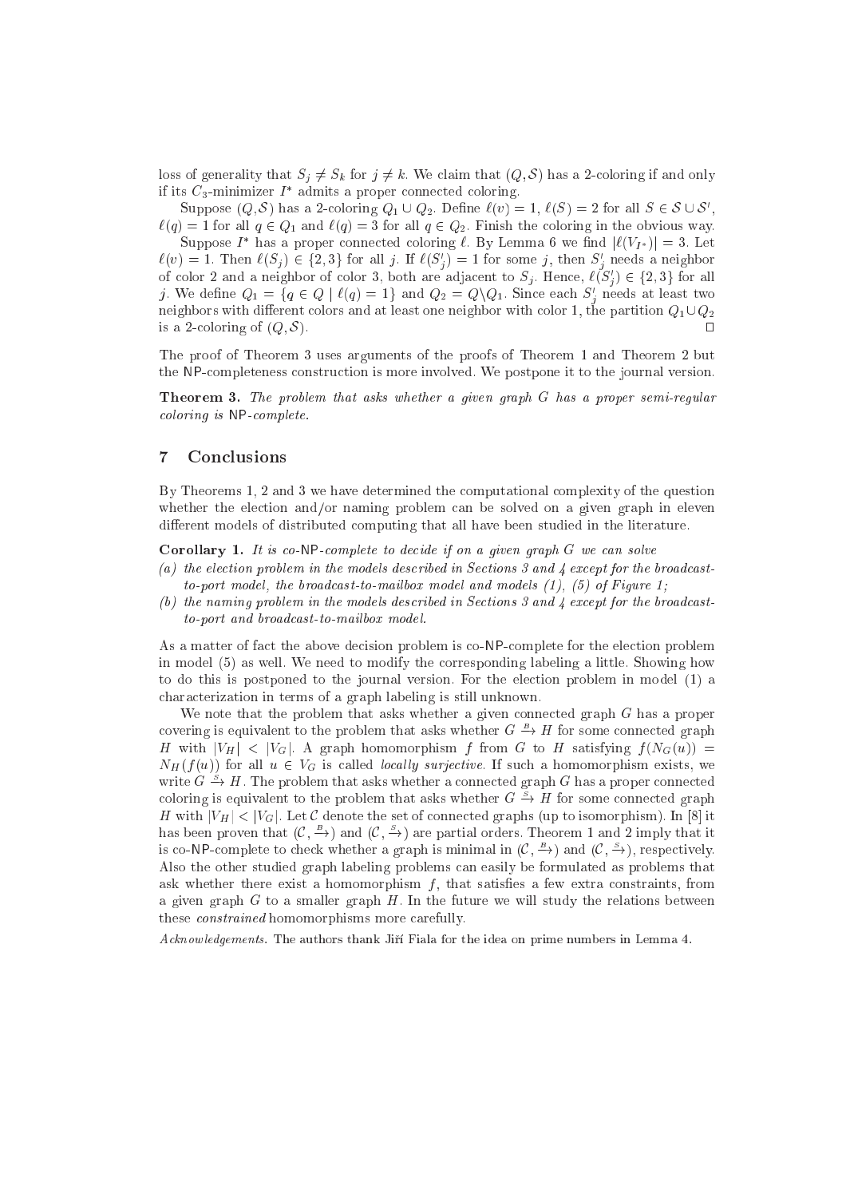loss of generality that $S_j \neq S_k$ for $j \neq k$. We claim that $(Q, \mathcal{S})$ has a 2-coloring if and only if its $C_3$-minimizer $I^*$ admits a proper connected coloring.

Suppose $(Q, \mathcal{S})$ has a 2-coloring $Q_1 \cup Q_2$. Define $\ell(v) = 1$, $\ell(S) = 2$ for all $S \in \mathcal{S} \cup \mathcal{S}'$, $\ell(q) = 1$ for all $q \in Q_1$ and $\ell(q) = 3$ for all $q \in Q_2$. Finish the coloring in the obvious way.

Suppose $I^*$ has a proper connected coloring $\ell$. By Lemma 6 we find $|\ell(V_{I^*})| = 3$. Let $\ell(v) = 1$. Then $\ell(S_j) \in \{2, 3\}$ for all $j$. If $\ell(S'_j) = 1$ for some $j$, then $S'_j$ needs a neighbor of color 2 and a neighbor of color 3, both are adjacent to $S_j$. Hence, $\ell(S'_j) \in \{2, 3\}$ for all $j$. We define $Q_1 = \{q \in Q \mid \ell(q) = 1\}$ and $Q_2 = Q \backslash Q_1$. Since each $S'_j$ needs at least two neighbors with different colors and at least one neighbor with color 1, the partition $Q_1 \cup Q_2$ is a 2-coloring of $(Q, \mathcal{S})$. $\square$

The proof of Theorem 3 uses arguments of the proofs of Theorem 1 and Theorem 2 but the NP-completeness construction is more involved. We postpone it to the journal version.

**Theorem 3.** *The problem that asks whether a given graph $G$ has a proper semi-regular coloring is* NP*-complete.*

## 7 Conclusions

By Theorems 1, 2 and 3 we have determined the computational complexity of the question whether the election and/or naming problem can be solved on a given graph in eleven different models of distributed computing that all have been studied in the literature.

**Corollary 1.** *It is co-*NP*-complete to decide if on a given graph $G$ we can solve*

*(a) the election problem in the models described in Sections 3 and 4 except for the broadcast-to-port model, the broadcast-to-mailbox model and models (1), (5) of Figure 1;*

*(b) the naming problem in the models described in Sections 3 and 4 except for the broadcast-to-port and broadcast-to-mailbox model.*

As a matter of fact the above decision problem is co-NP-complete for the election problem in model (5) as well. We need to modify the corresponding labeling a little. Showing how to do this is postponed to the journal version. For the election problem in model (1) a characterization in terms of a graph labeling is still unknown.

We note that the problem that asks whether a given connected graph $G$ has a proper covering is equivalent to the problem that asks whether $G \xrightarrow{B} H$ for some connected graph $H$ with $|V_H| < |V_G|$. A graph homomorphism $f$ from $G$ to $H$ satisfying $f(N_G(u)) = N_H(f(u))$ for all $u \in V_G$ is called *locally surjective*. If such a homomorphism exists, we write $G \xrightarrow{S} H$. The problem that asks whether a connected graph $G$ has a proper connected coloring is equivalent to the problem that asks whether $G \xrightarrow{S} H$ for some connected graph $H$ with $|V_H| < |V_G|$. Let $\mathcal{C}$ denote the set of connected graphs (up to isomorphism). In [8] it has been proven that $(\mathcal{C}, \xrightarrow{B})$ and $(\mathcal{C}, \xrightarrow{S})$ are partial orders. Theorem 1 and 2 imply that it is co-NP-complete to check whether a graph is minimal in $(\mathcal{C}, \xrightarrow{B})$ and $(\mathcal{C}, \xrightarrow{S})$, respectively. Also the other studied graph labeling problems can easily be formulated as problems that ask whether there exist a homomorphism $f$, that satisfies a few extra constraints, from a given graph $G$ to a smaller graph $H$. In the future we will study the relations between these *constrained* homomorphisms more carefully.

*Acknowledgements.* The authors thank Jiří Fiala for the idea on prime numbers in Lemma 4.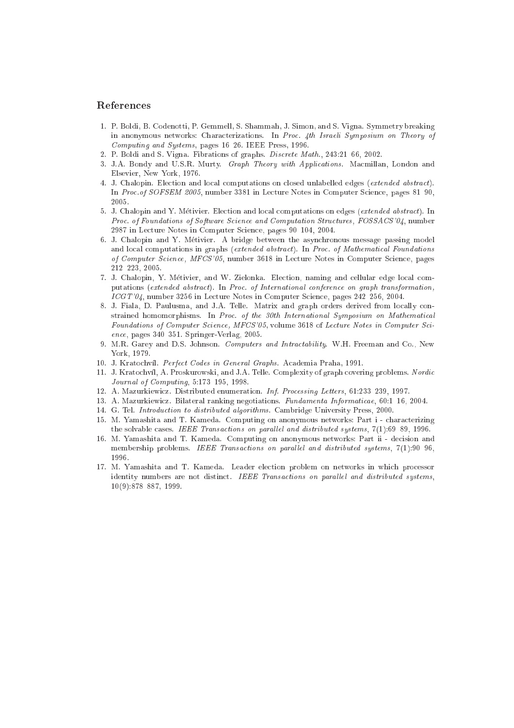## References

1. P. Boldi, B. Codenotti, P. Gemmell, S. Shammah, J. Simon, and S. Vigna. Symmetry breaking in anonymous networks: Characterizations. In *Proc. 4th Israeli Symposium on Theory of Computing and Systems*, pages 16 26. IEEE Press, 1996.
2. P. Boldi and S. Vigna. Fibrations of graphs. *Discrete Math.*, 243:21 66, 2002.
3. J.A. Bondy and U.S.R. Murty. *Graph Theory with Applications*. Macmillan, London and Elsevier, New York, 1976.
4. J. Chalopin. Election and local computations on closed unlabelled edges (*extended abstract*). In *Proc.of SOFSEM 2005*, number 3381 in Lecture Notes in Computer Science, pages 81 90, 2005.
5. J. Chalopin and Y. Métivier. Election and local computations on edges (*extended abstract*). In *Proc. of Foundations of Software Science and Computation Structures, FOSSACS'04*, number 2987 in Lecture Notes in Computer Science, pages 90 104, 2004.
6. J. Chalopin and Y. Métivier. A bridge between the asynchronous message passing model and local computations in graphs (*extended abstract*). In *Proc. of Mathematical Foundations of Computer Science, MFCS'05*, number 3618 in Lecture Notes in Computer Science, pages 212 223, 2005.
7. J. Chalopin, Y. Métivier, and W. Zielonka. Election, naming and cellular edge local computations (*extended abstract*). In *Proc. of International conference on graph transformation, ICGT'04*, number 3256 in Lecture Notes in Computer Science, pages 242 256, 2004.
8. J. Fiala, D. Paulusma, and J.A. Telle. Matrix and graph orders derived from locally constrained homomorphisms. In *Proc. of the 30th International Symposium on Mathematical Foundations of Computer Science, MFCS'05*, volume 3618 of *Lecture Notes in Computer Science*, pages 340 351. Springer-Verlag, 2005.
9. M.R. Garey and D.S. Johnson. *Computers and Intractability*. W.H. Freeman and Co., New York, 1979.
10. J. Kratochvíl. *Perfect Codes in General Graphs*. Academia Praha, 1991.
11. J. Kratochvíl, A. Proskurowski, and J.A. Telle. Complexity of graph covering problems. *Nordic Journal of Computing*, 5:173 195, 1998.
12. A. Mazurkiewicz. Distributed enumeration. *Inf. Processing Letters*, 61:233 239, 1997.
13. A. Mazurkiewicz. Bilateral ranking negotiations. *Fundamenta Informaticae*, 60:1 16, 2004.
14. G. Tel. *Introduction to distributed algorithms*. Cambridge University Press, 2000.
15. M. Yamashita and T. Kameda. Computing on anonymous networks: Part i - characterizing the solvable cases. *IEEE Transactions on parallel and distributed systems*, 7(1):69 89, 1996.
16. M. Yamashita and T. Kameda. Computing on anonymous networks: Part ii - decision and membership problems. *IEEE Transactions on parallel and distributed systems*, 7(1):90 96, 1996.
17. M. Yamashita and T. Kameda. Leader election problem on networks in which processor identity numbers are not distinct. *IEEE Transactions on parallel and distributed systems*, 10(9):878 887, 1999.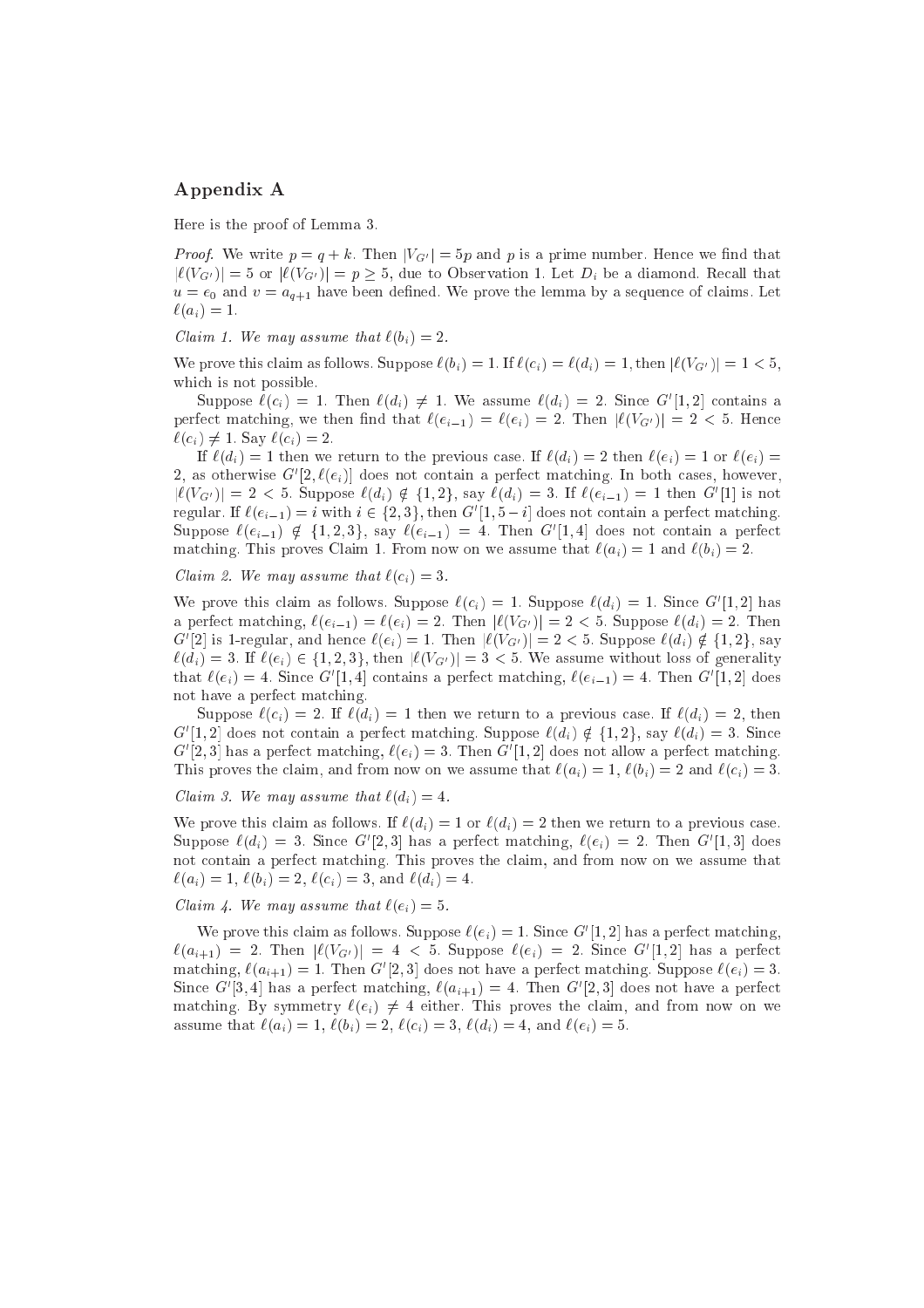## Appendix A

Here is the proof of Lemma 3.

*Proof.* We write $p = q + k$. Then $|V_{G'}| = 5p$ and $p$ is a prime number. Hence we find that $|\ell(V_{G'})| = 5$ or $|\ell(V_{G'})| = p \geq 5$, due to Observation 1. Let $D_i$ be a diamond. Recall that $u = e_0$ and $v = a_{q+1}$ have been defined. We prove the lemma by a sequence of claims. Let $\ell(a_i) = 1$.

*Claim 1. We may assume that $\ell(b_i) = 2$.*

We prove this claim as follows. Suppose $\ell(b_i) = 1$. If $\ell(c_i) = \ell(d_i) = 1$, then $|\ell(V_{G'})| = 1 < 5$, which is not possible.

Suppose $\ell(c_i) = 1$. Then $\ell(d_i) \neq 1$. We assume $\ell(d_i) = 2$. Since $G'[1,2]$ contains a perfect matching, we then find that $\ell(e_{i-1}) = \ell(e_i) = 2$. Then $|\ell(V_{G'})| = 2 < 5$. Hence $\ell(c_i) \neq 1$. Say $\ell(c_i) = 2$.

If $\ell(d_i) = 1$ then we return to the previous case. If $\ell(d_i) = 2$ then $\ell(e_i) = 1$ or $\ell(e_i) = 2$, as otherwise $G'[2, \ell(e_i)]$ does not contain a perfect matching. In both cases, however, $|\ell(V_{G'})| = 2 < 5$. Suppose $\ell(d_i) \notin \{1, 2\}$, say $\ell(d_i) = 3$. If $\ell(e_{i-1}) = 1$ then $G'[1]$ is not regular. If $\ell(e_{i-1}) = i$ with $i \in \{2, 3\}$, then $G'[1, 5-i]$ does not contain a perfect matching. Suppose $\ell(e_{i-1}) \notin \{1, 2, 3\}$, say $\ell(e_{i-1}) = 4$. Then $G'[1,4]$ does not contain a perfect matching. This proves Claim 1. From now on we assume that $\ell(a_i) = 1$ and $\ell(b_i) = 2$.

*Claim 2. We may assume that $\ell(c_i) = 3$.*

We prove this claim as follows. Suppose $\ell(c_i) = 1$. Suppose $\ell(d_i) = 1$. Since $G'[1,2]$ has a perfect matching, $\ell(e_{i-1}) = \ell(e_i) = 2$. Then $|\ell(V_{G'})| = 2 < 5$. Suppose $\ell(d_i) = 2$. Then $G'[2]$ is 1-regular, and hence $\ell(e_i) = 1$. Then $|\ell(V_{G'})| = 2 < 5$. Suppose $\ell(d_i) \notin \{1, 2\}$, say $\ell(d_i) = 3$. If $\ell(e_i) \in \{1, 2, 3\}$, then $|\ell(V_{G'})| = 3 < 5$. We assume without loss of generality that $\ell(e_i) = 4$. Since $G'[1,4]$ contains a perfect matching, $\ell(e_{i-1}) = 4$. Then $G'[1,2]$ does not have a perfect matching.

Suppose $\ell(c_i) = 2$. If $\ell(d_i) = 1$ then we return to a previous case. If $\ell(d_i) = 2$, then $G'[1,2]$ does not contain a perfect matching. Suppose $\ell(d_i) \notin \{1, 2\}$, say $\ell(d_i) = 3$. Since $G'[2,3]$ has a perfect matching, $\ell(e_i) = 3$. Then $G'[1,2]$ does not allow a perfect matching. This proves the claim, and from now on we assume that $\ell(a_i) = 1$, $\ell(b_i) = 2$ and $\ell(c_i) = 3$.

*Claim 3. We may assume that $\ell(d_i) = 4$.*

We prove this claim as follows. If $\ell(d_i) = 1$ or $\ell(d_i) = 2$ then we return to a previous case. Suppose $\ell(d_i) = 3$. Since $G'[2,3]$ has a perfect matching, $\ell(e_i) = 2$. Then $G'[1,3]$ does not contain a perfect matching. This proves the claim, and from now on we assume that $\ell(a_i) = 1$, $\ell(b_i) = 2$, $\ell(c_i) = 3$, and $\ell(d_i) = 4$.

*Claim 4. We may assume that $\ell(e_i) = 5$.*

We prove this claim as follows. Suppose $\ell(e_i) = 1$. Since $G'[1,2]$ has a perfect matching, $\ell(a_{i+1}) = 2$. Then $|\ell(V_{G'})| = 4 < 5$. Suppose $\ell(e_i) = 2$. Since $G'[1,2]$ has a perfect matching, $\ell(a_{i+1}) = 1$. Then $G'[2,3]$ does not have a perfect matching. Suppose $\ell(e_i) = 3$. Since $G'[3,4]$ has a perfect matching, $\ell(a_{i+1}) = 4$. Then $G'[2,3]$ does not have a perfect matching. By symmetry $\ell(e_i) \neq 4$ either. This proves the claim, and from now on we assume that $\ell(a_i) = 1$, $\ell(b_i) = 2$, $\ell(c_i) = 3$, $\ell(d_i) = 4$, and $\ell(e_i) = 5$.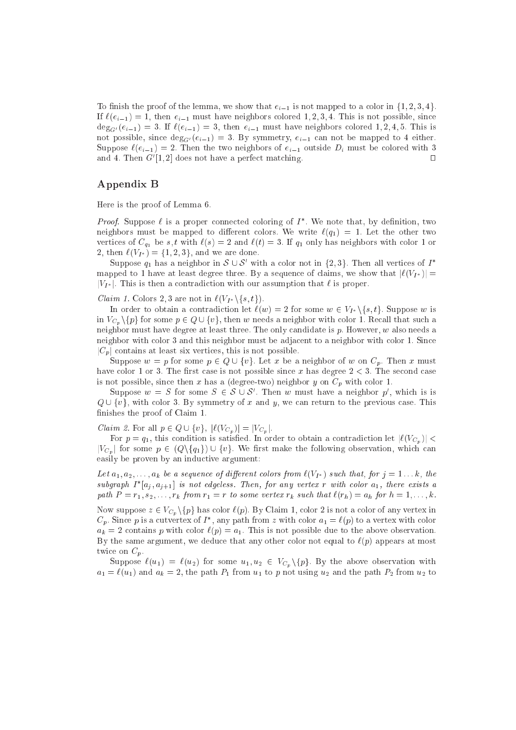To finish the proof of the lemma, we show that $e_{i-1}$ is not mapped to a color in $\{1, 2, 3, 4\}$. If $\ell(e_{i-1}) = 1$, then $e_{i-1}$ must have neighbors colored $1, 2, 3, 4$. This is not possible, since $\deg_{G'}(e_{i-1}) = 3$. If $\ell(e_{i-1}) = 3$, then $e_{i-1}$ must have neighbors colored $1, 2, 4, 5$. This is not possible, since $\deg_{G'}(e_{i-1}) = 3$. By symmetry, $e_{i-1}$ can not be mapped to 4 either. Suppose $\ell(e_{i-1}) = 2$. Then the two neighbors of $e_{i-1}$ outside $D_i$ must be colored with 3 and 4. Then $G'[1, 2]$ does not have a perfect matching. □

## Appendix B

Here is the proof of Lemma 6.

*Proof.* Suppose $\ell$ is a proper connected coloring of $I^*$. We note that, by definition, two neighbors must be mapped to different colors. We write $\ell(q_1) = 1$. Let the other two vertices of $C_{q_1}$ be $s, t$ with $\ell(s) = 2$ and $\ell(t) = 3$. If $q_1$ only has neighbors with color 1 or 2, then $\ell(V_{I^*}) = \{1, 2, 3\}$, and we are done.

Suppose $q_1$ has a neighbor in $\mathcal{S} \cup \mathcal{S}'$ with a color not in $\{2, 3\}$. Then all vertices of $I^*$ mapped to 1 have at least degree three. By a sequence of claims, we show that $|\ell(V_{I^*})| = |V_{I^*}|$. This is then a contradiction with our assumption that $\ell$ is proper.

*Claim 1.* Colors 2, 3 are not in $\ell(V_{I^*} \setminus \{s, t\})$.

In order to obtain a contradiction let $\ell(w) = 2$ for some $w \in V_{I^*} \setminus \{s, t\}$. Suppose $w$ is in $V_{C_p} \setminus \{p\}$ for some $p \in Q \cup \{v\}$, then $w$ needs a neighbor with color 1. Recall that such a neighbor must have degree at least three. The only candidate is $p$. However, $w$ also needs a neighbor with color 3 and this neighbor must be adjacent to a neighbor with color 1. Since $|C_p|$ contains at least six vertices, this is not possible.

Suppose $w = p$ for some $p \in Q \cup \{v\}$. Let $x$ be a neighbor of $w$ on $C_p$. Then $x$ must have color 1 or 3. The first case is not possible since $x$ has degree $2 < 3$. The second case is not possible, since then $x$ has a (degree-two) neighbor $y$ on $C_p$ with color 1.

Suppose $w = S$ for some $S \in \mathcal{S} \cup \mathcal{S}'$. Then $w$ must have a neighbor $p'$, which is is $Q \cup \{v\}$, with color 3. By symmetry of $x$ and $y$, we can return to the previous case. This finishes the proof of Claim 1.

*Claim 2.* For all $p \in Q \cup \{v\}$, $|\ell(V_{C_p})| = |V_{C_p}|$.

For $p = q_1$, this condition is satisfied. In order to obtain a contradiction let $|\ell(V_{C_p})| < |V_{C_p}|$ for some $p \in (Q \setminus \{q_1\}) \cup \{v\}$. We first make the following observation, which can easily be proven by an inductive argument:

*Let $a_1, a_2, \ldots, a_k$ be a sequence of different colors from $\ell(V_{I^*})$ such that, for $j = 1 \ldots k$, the subgraph $I^*[a_j, a_{j+1}]$ is not edgeless. Then, for any vertex $r$ with color $a_1$, there exists a path $P = r_1, s_2, \ldots, r_k$ from $r_1 = r$ to some vertex $r_k$ such that $\ell(r_h) = a_h$ for $h = 1, \ldots, k$.*

Now suppose $z \in V_{C_p} \setminus \{p\}$ has color $\ell(p)$. By Claim 1, color 2 is not a color of any vertex in $C_p$. Since $p$ is a cutvertex of $I^*$, any path from $z$ with color $a_1 = \ell(p)$ to a vertex with color $a_k = 2$ contains $p$ with color $\ell(p) = a_1$. This is not possible due to the above observation. By the same argument, we deduce that any other color not equal to $\ell(p)$ appears at most twice on $C_p$.

Suppose $\ell(u_1) = \ell(u_2)$ for some $u_1, u_2 \in V_{C_p} \setminus \{p\}$. By the above observation with $a_1 = \ell(u_1)$ and $a_k = 2$, the path $P_1$ from $u_1$ to $p$ not using $u_2$ and the path $P_2$ from $u_2$ to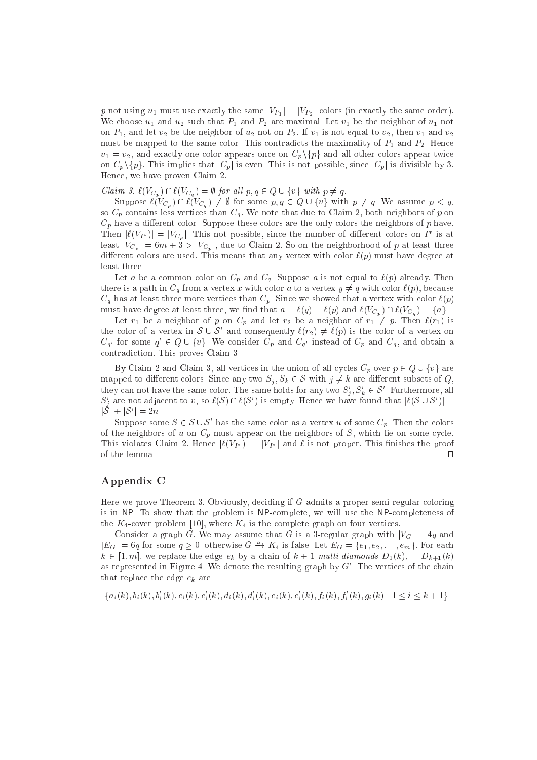$p$ not using $u_1$ must use exactly the same $|V_{P_1}| = |V_{P_2}|$ colors (in exactly the same order). We choose $u_1$ and $u_2$ such that $P_1$ and $P_2$ are maximal. Let $v_1$ be the neighbor of $u_1$ not on $P_1$, and let $v_2$ be the neighbor of $u_2$ not on $P_2$. If $v_1$ is not equal to $v_2$, then $v_1$ and $v_2$ must be mapped to the same color. This contradicts the maximality of $P_1$ and $P_2$. Hence $v_1 = v_2$, and exactly one color appears once on $C_p \backslash \{p\}$ and all other colors appear twice on $C_p \backslash \{p\}$. This implies that $|C_p|$ is even. This is not possible, since $|C_p|$ is divisible by 3. Hence, we have proven Claim 2.

*Claim 3.* $\ell(V_{C_p}) \cap \ell(V_{C_q}) = \emptyset$ *for all* $p, q \in Q \cup \{v\}$ *with* $p \neq q$.

Suppose $\ell(V_{C_p}) \cap \ell(V_{C_q}) \neq \emptyset$ for some $p, q \in Q \cup \{v\}$ with $p \neq q$. We assume $p < q$, so $C_p$ contains less vertices than $C_q$. We note that due to Claim 2, both neighbors of $p$ on $C_p$ have a different color. Suppose these colors are the only colors the neighbors of $p$ have. Then $|\ell(V_{I^*})| = |V_{C_p}|$. This not possible, since the number of different colors on $I^*$ is at least $|V_{C_v}| = 6m + 3 > |V_{C_p}|$, due to Claim 2. So on the neighborhood of $p$ at least three different colors are used. This means that any vertex with color $\ell(p)$ must have degree at least three.

Let $a$ be a common color on $C_p$ and $C_q$. Suppose $a$ is not equal to $\ell(p)$ already. Then there is a path in $C_q$ from a vertex $x$ with color $a$ to a vertex $y \neq q$ with color $\ell(p)$, because $C_q$ has at least three more vertices than $C_p$. Since we showed that a vertex with color $\ell(p)$ must have degree at least three, we find that $a = \ell(q) = \ell(p)$ and $\ell(V_{C_p}) \cap \ell(V_{C_q}) = \{a\}$.

Let $r_1$ be a neighbor of $p$ on $C_p$ and let $r_2$ be a neighbor of $r_1 \neq p$. Then $\ell(r_1)$ is the color of a vertex in $\mathcal{S} \cup \mathcal{S}'$ and consequently $\ell(r_2) \neq \ell(p)$ is the color of a vertex on $C_{q'}$ for some $q' \in Q \cup \{v\}$. We consider $C_p$ and $C_{q'}$ instead of $C_p$ and $C_q$, and obtain a contradiction. This proves Claim 3.

By Claim 2 and Claim 3, all vertices in the union of all cycles $C_p$ over $p \in Q \cup \{v\}$ are mapped to different colors. Since any two $S_j, S_k \in \mathcal{S}$ with $j \neq k$ are different subsets of $Q$, they can not have the same color. The same holds for any two $S'_j, S'_k \in \mathcal{S}'$. Furthermore, all $S'_j$ are not adjacent to $v$, so $\ell(\mathcal{S}) \cap \ell(\mathcal{S}')$ is empty. Hence we have found that $|\ell(\mathcal{S} \cup \mathcal{S}')| = |\mathcal{S}| + |\mathcal{S}'| = 2n$.

Suppose some $S \in \mathcal{S} \cup \mathcal{S}'$ has the same color as a vertex $u$ of some $C_p$. Then the colors of the neighbors of $u$ on $C_p$ must appear on the neighbors of $S$, which lie on some cycle. This violates Claim 2. Hence $|\ell(V_{I^*})| = |V_{I^*}|$ and $\ell$ is not proper. This finishes the proof of the lemma. □

## Appendix C

Here we prove Theorem 3. Obviously, deciding if $G$ admits a proper semi-regular coloring is in NP. To show that the problem is NP-complete, we will use the NP-completeness of the $K_4$-cover problem [10], where $K_4$ is the complete graph on four vertices.

Consider a graph $G$. We may assume that $G$ is a 3-regular graph with $|V_G| = 4q$ and $|E_G| = 6q$ for some $q \geq 0$; otherwise $G \xrightarrow{B} K_4$ is false. Let $E_G = \{e_1, e_2, \ldots, e_m\}$. For each $k \in [1, m]$, we replace the edge $e_k$ by a chain of $k+1$ *multi-diamonds* $D_1(k), \ldots D_{k+1}(k)$ as represented in Figure 4. We denote the resulting graph by $G'$. The vertices of the chain that replace the edge $e_k$ are

$$\{a_i(k), b_i(k), b'_i(k), c_i(k), c'_i(k), d_i(k), d'_i(k), e_i(k), e'_i(k), f_i(k), f'_i(k), g_i(k) \mid 1 \leq i \leq k+1\}.$$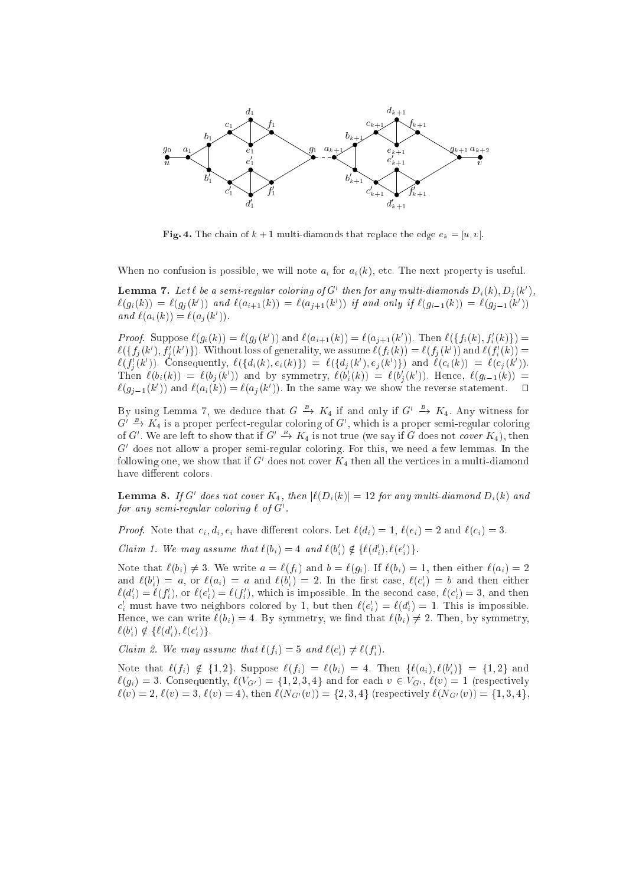**Fig. 4.** The chain of $k+1$ multi-diamonds that replace the edge $e_k = [u, v]$.

When no confusion is possible, we will note $a_i$ for $a_i(k)$, etc. The next property is useful.

**Lemma 7.** *Let $\ell$ be a semi-regular coloring of $G'$ then for any multi-diamonds $D_i(k), D_j(k')$, $\ell(g_i(k)) = \ell(g_j(k'))$ and $\ell(a_{i+1}(k)) = \ell(a_{j+1}(k'))$ if and only if $\ell(g_{i-1}(k)) = \ell(g_{j-1}(k'))$ and $\ell(a_i(k)) = \ell(a_j(k'))$.*

*Proof.* Suppose $\ell(g_i(k)) = \ell(g_j(k'))$ and $\ell(a_{i+1}(k)) = \ell(a_{j+1}(k'))$. Then $\ell(\{f_i(k), f'_i(k)\}) = \ell(\{f_j(k'), f'_j(k')\})$. Without loss of generality, we assume $\ell(f_i(k)) = \ell(f_j(k'))$ and $\ell(f'_i(k)) = \ell(f'_j(k'))$. Consequently, $\ell(\{d_i(k), e_i(k)\}) = \ell(\{d_j(k'), e_j(k')\})$ and $\ell(c_i(k)) = \ell(c_j(k'))$. Then $\ell(b_i(k)) = \ell(b_j(k'))$ and by symmetry, $\ell(b'_i(k)) = \ell(b'_j(k'))$. Hence, $\ell(g_{i-1}(k)) = \ell(g_{j-1}(k'))$ and $\ell(a_i(k)) = \ell(a_j(k'))$. In the same way we show the reverse statement. $\square$

By using Lemma 7, we deduce that $G \xrightarrow{B} K_4$ if and only if $G' \xrightarrow{B} K_4$. Any witness for $G' \xrightarrow{B} K_4$ is a proper perfect-regular coloring of $G'$, which is a proper semi-regular coloring of $G'$. We are left to show that if $G' \xrightarrow{B} K_4$ is not true (we say if $G$ does not *cover* $K_4$), then $G'$ does not allow a proper semi-regular coloring. For this, we need a few lemmas. In the following one, we show that if $G'$ does not cover $K_4$ then all the vertices in a multi-diamond have different colors.

**Lemma 8.** *If $G'$ does not cover $K_4$, then $|\ell(D_i(k)| = 12$ for any multi-diamond $D_i(k)$ and for any semi-regular coloring $\ell$ of $G'$.*

*Proof.* Note that $c_i, d_i, e_i$ have different colors. Let $\ell(d_i) = 1$, $\ell(e_i) = 2$ and $\ell(c_i) = 3$.

*Claim 1. We may assume that $\ell(b_i) = 4$ and $\ell(b'_i) \notin \{\ell(d'_i), \ell(e'_i)\}$.*

Note that $\ell(b_i) \neq 3$. We write $a = \ell(f_i)$ and $b = \ell(g_i)$. If $\ell(b_i) = 1$, then either $\ell(a_i) = 2$ and $\ell(b'_i) = a$, or $\ell(a_i) = a$ and $\ell(b'_i) = 2$. In the first case, $\ell(c'_i) = b$ and then either $\ell(d'_i) = \ell(f'_i)$, or $\ell(e'_i) = \ell(f'_i)$, which is impossible. In the second case, $\ell(c'_i) = 3$, and then $c'_i$ must have two neighbors colored by 1, but then $\ell(e'_i) = \ell(d'_i) = 1$. This is impossible. Hence, we can write $\ell(b_i) = 4$. By symmetry, we find that $\ell(b_i) \neq 2$. Then, by symmetry, $\ell(b'_i) \notin \{\ell(d'_i), \ell(e'_i)\}$.

*Claim 2. We may assume that $\ell(f_i) = 5$ and $\ell(c'_i) \neq \ell(f'_i)$.*

Note that $\ell(f_i) \notin \{1, 2\}$. Suppose $\ell(f_i) = \ell(b_i) = 4$. Then $\{\ell(a_i), \ell(b'_i)\} = \{1, 2\}$ and $\ell(g_i) = 3$. Consequently, $\ell(V_{G'}) = \{1, 2, 3, 4\}$ and for each $v \in V_{G'}$, $\ell(v) = 1$ (respectively $\ell(v) = 2$, $\ell(v) = 3$, $\ell(v) = 4$), then $\ell(N_{G'}(v)) = \{2, 3, 4\}$ (respectively $\ell(N_{G'}(v)) = \{1, 3, 4\}$,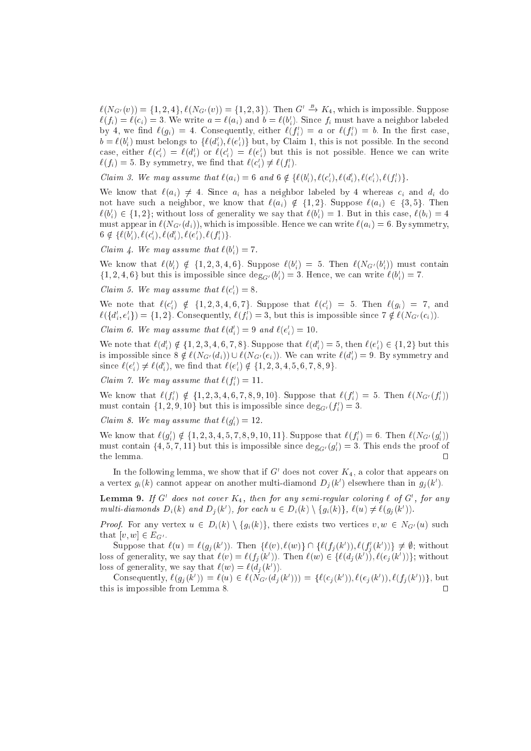$\ell(N_{G'}(v)) = \{1,2,4\}$, $\ell(N_{G'}(v)) = \{1,2,3\}$). Then $G' \xrightarrow{B} K_4$, which is impossible. Suppose $\ell(f_i) = \ell(c_i) = 3$. We write $a = \ell(a_i)$ and $b = \ell(b'_i)$. Since $f_i$ must have a neighbor labeled by 4, we find $\ell(g_i) = 4$. Consequently, either $\ell(f'_i) = a$ or $\ell(f'_i) = b$. In the first case, $b = \ell(b'_i)$ must belongs to $\{\ell(d'_i), \ell(e'_i)\}$ but, by Claim 1, this is not possible. In the second case, either $\ell(c'_i) = \ell(d'_i)$ or $\ell(c'_i) = \ell(e'_i)$ but this is not possible. Hence we can write $\ell(f_i) = 5$. By symmetry, we find that $\ell(c'_i) \neq \ell(f'_i)$.

*Claim 3. We may assume that $\ell(a_i) = 6$ and $6 \notin \{\ell(b'_i), \ell(c'_i), \ell(d'_i), \ell(e'_i), \ell(f'_i)\}$.*

We know that $\ell(a_i) \neq 4$. Since $a_i$ has a neighbor labeled by 4 whereas $c_i$ and $d_i$ do not have such a neighbor, we know that $\ell(a_i) \notin \{1,2\}$. Suppose $\ell(a_i) \in \{3,5\}$. Then $\ell(b'_i) \in \{1,2\}$; without loss of generality we say that $\ell(b'_i) = 1$. But in this case, $\ell(b_i) = 4$ must appear in $\ell(N_{G'}(d_i))$, which is impossible. Hence we can write $\ell(a_i) = 6$. By symmetry, $6 \notin \{\ell(b'_i), \ell(c'_i), \ell(d'_i), \ell(e'_i), \ell(f'_i)\}$.

*Claim 4. We may assume that $\ell(b'_i) = 7$.*

We know that $\ell(b'_i) \notin \{1,2,3,4,6\}$. Suppose $\ell(b'_i) = 5$. Then $\ell(N_{G'}(b'_i))$ must contain $\{1,2,4,6\}$ but this is impossible since $\deg_{G'}(b'_i) = 3$. Hence, we can write $\ell(b'_i) = 7$.

*Claim 5. We may assume that $\ell(c'_i) = 8$.*

We note that $\ell(c'_i) \notin \{1,2,3,4,6,7\}$. Suppose that $\ell(c'_i) = 5$. Then $\ell(g_i) = 7$, and $\ell(\{d'_i, e'_i\}) = \{1,2\}$. Consequently, $\ell(f'_i) = 3$, but this is impossible since $7 \notin \ell(N_{G'}(c_i))$.

*Claim 6. We may assume that $\ell(d'_i) = 9$ and $\ell(e'_i) = 10$.*

We note that $\ell(d'_i) \notin \{1,2,3,4,6,7,8\}$. Suppose that $\ell(d'_i) = 5$, then $\ell(e'_i) \in \{1,2\}$ but this is impossible since $8 \notin \ell(N_{G'}(d_i)) \cup \ell(N_{G'}(e_i))$. We can write $\ell(d'_i) = 9$. By symmetry and since $\ell(e'_i) \neq \ell(d'_i)$, we find that $\ell(e'_i) \notin \{1,2,3,4,5,6,7,8,9\}$.

*Claim 7. We may assume that $\ell(f'_i) = 11$.*

We know that $\ell(f'_i) \notin \{1,2,3,4,6,7,8,9,10\}$. Suppose that $\ell(f'_i) = 5$. Then $\ell(N_{G'}(f'_i))$ must contain $\{1,2,9,10\}$ but this is impossible since $\deg_{G'}(f'_i) = 3$.

*Claim 8. We may assume that $\ell(g'_i) = 12$.*

We know that $\ell(g'_i) \notin \{1,2,3,4,5,7,8,9,10,11\}$. Suppose that $\ell(f'_i) = 6$. Then $\ell(N_{G'}(g'_i))$ must contain $\{4,5,7,11\}$ but this is impossible since $\deg_{G'}(g'_i) = 3$. This ends the proof of the lemma. $\square$

In the following lemma, we show that if $G'$ does not cover $K_4$, a color that appears on a vertex $g_i(k)$ cannot appear on another multi-diamond $D_j(k')$ elsewhere than in $g_j(k')$.

**Lemma 9.** *If $G'$ does not cover $K_4$, then for any semi-regular coloring $\ell$ of $G'$, for any multi-diamonds $D_i(k)$ and $D_j(k')$, for each $u \in D_i(k) \setminus \{g_i(k)\}$, $\ell(u) \neq \ell(g_j(k'))$.*

*Proof.* For any vertex $u \in D_i(k) \setminus \{g_i(k)\}$, there exists two vertices $v, w \in N_{G'}(u)$ such that $[v,w] \in E_{G'}$.

Suppose that $\ell(u) = \ell(g_j(k'))$. Then $\{\ell(v), \ell(w)\} \cap \{\ell(f_j(k')), \ell(f'_j(k'))\} \neq \emptyset$; without loss of generality, we say that $\ell(v) = \ell(f_j(k'))$. Then $\ell(w) \in \{\ell(d_j(k')), \ell(e_j(k'))\}$; without loss of generality, we say that $\ell(w) = \ell(d_j(k'))$.

Consequently, $\ell(g_j(k')) = \ell(u) \in \ell(N_{G'}(d_j(k'))) = \{\ell(c_j(k')), \ell(e_j(k')), \ell(f_j(k'))\}$, but this is impossible from Lemma 8. $\square$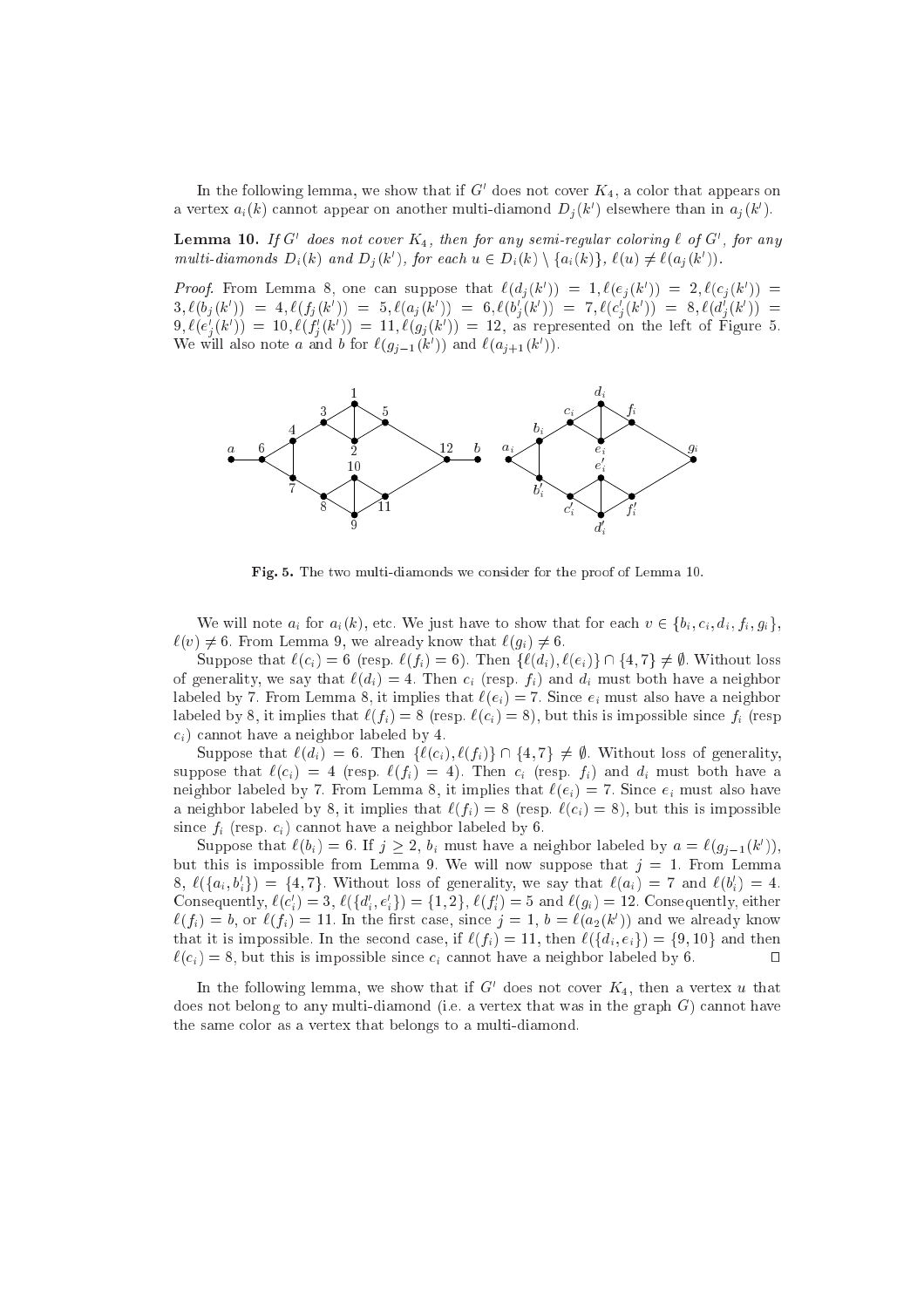In the following lemma, we show that if $G'$ does not cover $K_4$, a color that appears on a vertex $a_i(k)$ cannot appear on another multi-diamond $D_j(k')$ elsewhere than in $a_j(k')$.

**Lemma 10.** *If $G'$ does not cover $K_4$, then for any semi-regular coloring $\ell$ of $G'$, for any multi-diamonds $D_i(k)$ and $D_j(k')$, for each $u \in D_i(k) \setminus \{a_i(k)\}$, $\ell(u) \neq \ell(a_j(k'))$.*

*Proof.* From Lemma 8, one can suppose that $\ell(d_j(k')) = 1, \ell(e_j(k')) = 2, \ell(c_j(k')) = 3, \ell(b_j(k')) = 4, \ell(f_j(k')) = 5, \ell(a_j(k')) = 6, \ell(b'_j(k')) = 7, \ell(c'_j(k')) = 8, \ell(d'_j(k')) = 9, \ell(e'_j(k')) = 10, \ell(f'_j(k')) = 11, \ell(g_j(k')) = 12$, as represented on the left of Figure 5. We will also note $a$ and $b$ for $\ell(g_{j-1}(k'))$ and $\ell(a_{j+1}(k'))$.

**Fig. 5.** The two multi-diamonds we consider for the proof of Lemma 10.

We will note $a_i$ for $a_i(k)$, etc. We just have to show that for each $v \in \{b_i, c_i, d_i, f_i, g_i\}$, $\ell(v) \neq 6$. From Lemma 9, we already know that $\ell(g_i) \neq 6$.

Suppose that $\ell(c_i) = 6$ (resp. $\ell(f_i) = 6$). Then $\{\ell(d_i), \ell(e_i)\} \cap \{4, 7\} \neq \emptyset$. Without loss of generality, we say that $\ell(d_i) = 4$. Then $c_i$ (resp. $f_i$) and $d_i$ must both have a neighbor labeled by 7. From Lemma 8, it implies that $\ell(e_i) = 7$. Since $e_i$ must also have a neighbor labeled by 8, it implies that $\ell(f_i) = 8$ (resp. $\ell(c_i) = 8$), but this is impossible since $f_i$ (resp $c_i$) cannot have a neighbor labeled by 4.

Suppose that $\ell(d_i) = 6$. Then $\{\ell(c_i), \ell(f_i)\} \cap \{4, 7\} \neq \emptyset$. Without loss of generality, suppose that $\ell(c_i) = 4$ (resp. $\ell(f_i) = 4$). Then $c_i$ (resp. $f_i$) and $d_i$ must both have a neighbor labeled by 7. From Lemma 8, it implies that $\ell(e_i) = 7$. Since $e_i$ must also have a neighbor labeled by 8, it implies that $\ell(f_i) = 8$ (resp. $\ell(c_i) = 8$), but this is impossible since $f_i$ (resp. $c_i$) cannot have a neighbor labeled by 6.

Suppose that $\ell(b_i) = 6$. If $j \geq 2$, $b_i$ must have a neighbor labeled by $a = \ell(g_{j-1}(k'))$, but this is impossible from Lemma 9. We will now suppose that $j = 1$. From Lemma 8, $\ell(\{a_i, b'_i\}) = \{4, 7\}$. Without loss of generality, we say that $\ell(a_i) = 7$ and $\ell(b'_i) = 4$. Consequently, $\ell(c'_i) = 3$, $\ell(\{d'_i, e'_i\}) = \{1, 2\}$, $\ell(f'_i) = 5$ and $\ell(g_i) = 12$. Consequently, either $\ell(f_i) = b$, or $\ell(f_i) = 11$. In the first case, since $j = 1$, $b = \ell(a_2(k'))$ and we already know that it is impossible. In the second case, if $\ell(f_i) = 11$, then $\ell(\{d_i, e_i\}) = \{9, 10\}$ and then $\ell(c_i) = 8$, but this is impossible since $c_i$ cannot have a neighbor labeled by 6. $\square$

In the following lemma, we show that if $G'$ does not cover $K_4$, then a vertex $u$ that does not belong to any multi-diamond (i.e. a vertex that was in the graph $G$) cannot have the same color as a vertex that belongs to a multi-diamond.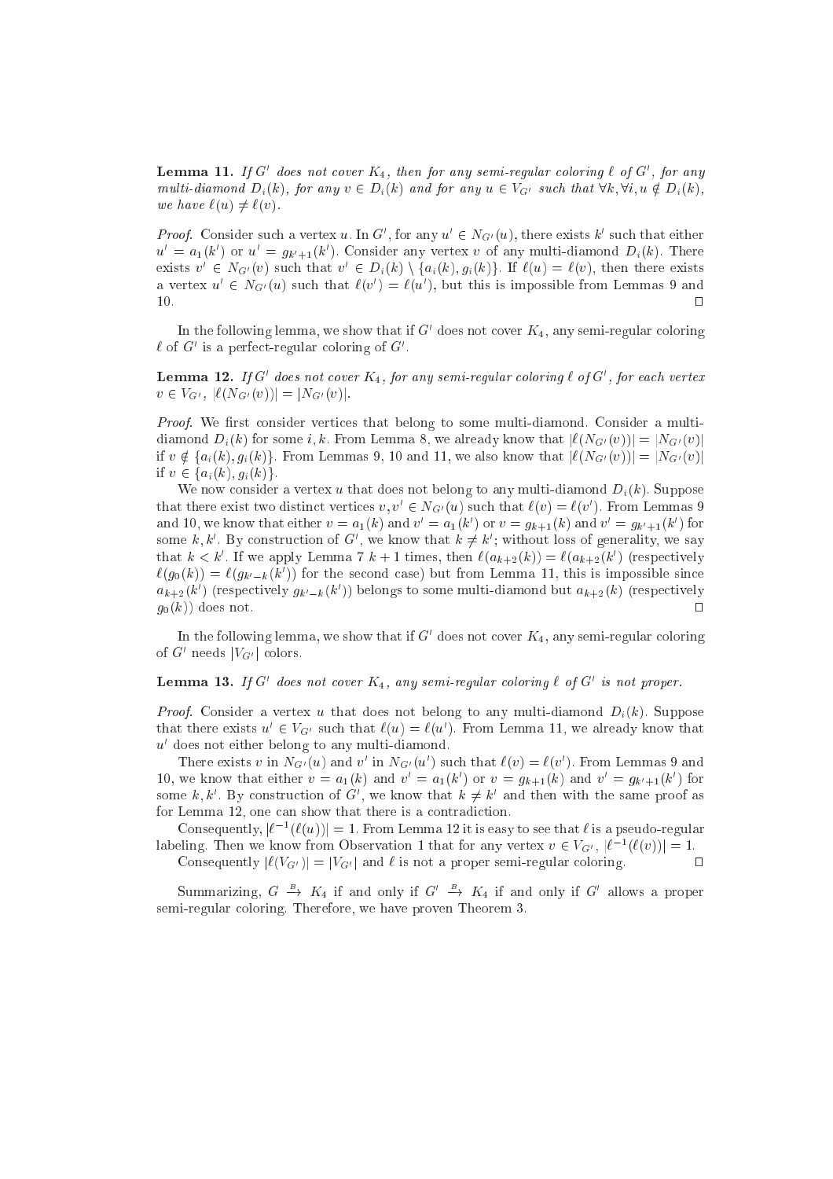**Lemma 11.** *If $G'$ does not cover $K_4$, then for any semi-regular coloring $\ell$ of $G'$, for any multi-diamond $D_i(k)$, for any $v \in D_i(k)$ and for any $u \in V_{G'}$ such that $\forall k, \forall i, u \notin D_i(k)$, we have $\ell(u) \neq \ell(v)$.*

*Proof.* Consider such a vertex $u$. In $G'$, for any $u' \in N_{G'}(u)$, there exists $k'$ such that either $u' = a_1(k')$ or $u' = g_{k'+1}(k')$. Consider any vertex $v$ of any multi-diamond $D_i(k)$. There exists $v' \in N_{G'}(v)$ such that $v' \in D_i(k) \setminus \{a_i(k), g_i(k)\}$. If $\ell(u) = \ell(v)$, then there exists a vertex $u' \in N_{G'}(u)$ such that $\ell(v') = \ell(u')$, but this is impossible from Lemmas 9 and 10. □

In the following lemma, we show that if $G'$ does not cover $K_4$, any semi-regular coloring $\ell$ of $G'$ is a perfect-regular coloring of $G'$.

**Lemma 12.** *If $G'$ does not cover $K_4$, for any semi-regular coloring $\ell$ of $G'$, for each vertex $v \in V_{G'}$, $|\ell(N_{G'}(v))| = |N_{G'}(v)|$.*

*Proof.* We first consider vertices that belong to some multi-diamond. Consider a multi-diamond $D_i(k)$ for some $i, k$. From Lemma 8, we already know that $|\ell(N_{G'}(v))| = |N_{G'}(v)|$ if $v \notin \{a_i(k), g_i(k)\}$. From Lemmas 9, 10 and 11, we also know that $|\ell(N_{G'}(v))| = |N_{G'}(v)|$ if $v \in \{a_i(k), g_i(k)\}$.

We now consider a vertex $u$ that does not belong to any multi-diamond $D_i(k)$. Suppose that there exist two distinct vertices $v, v' \in N_{G'}(u)$ such that $\ell(v) = \ell(v')$. From Lemmas 9 and 10, we know that either $v = a_1(k)$ and $v' = a_1(k')$ or $v = g_{k+1}(k)$ and $v' = g_{k'+1}(k')$ for some $k, k'$. By construction of $G'$, we know that $k \neq k'$; without loss of generality, we say that $k < k'$. If we apply Lemma 7 $k+1$ times, then $\ell(a_{k+2}(k)) = \ell(a_{k+2}(k'))$ (respectively $\ell(g_0(k)) = \ell(g_{k'-k}(k'))$ for the second case) but from Lemma 11, this is impossible since $a_{k+2}(k')$ (respectively $g_{k'-k}(k')$) belongs to some multi-diamond but $a_{k+2}(k)$ (respectively $g_0(k)$) does not. □

In the following lemma, we show that if $G'$ does not cover $K_4$, any semi-regular coloring of $G'$ needs $|V_{G'}|$ colors.

**Lemma 13.** *If $G'$ does not cover $K_4$, any semi-regular coloring $\ell$ of $G'$ is not proper.*

*Proof.* Consider a vertex $u$ that does not belong to any multi-diamond $D_i(k)$. Suppose that there exists $u' \in V_{G'}$ such that $\ell(u) = \ell(u')$. From Lemma 11, we already know that $u'$ does not either belong to any multi-diamond.

There exists $v$ in $N_{G'}(u)$ and $v'$ in $N_{G'}(u')$ such that $\ell(v) = \ell(v')$. From Lemmas 9 and 10, we know that either $v = a_1(k)$ and $v' = a_1(k')$ or $v = g_{k+1}(k)$ and $v' = g_{k'+1}(k')$ for some $k, k'$. By construction of $G'$, we know that $k \neq k'$ and then with the same proof as for Lemma 12, one can show that there is a contradiction.

Consequently, $|\ell^{-1}(\ell(u))| = 1$. From Lemma 12 it is easy to see that $\ell$ is a pseudo-regular labeling. Then we know from Observation 1 that for any vertex $v \in V_{G'}$, $|\ell^{-1}(\ell(v))| = 1$.

Consequently $|\ell(V_{G'})| = |V_{G'}|$ and $\ell$ is not a proper semi-regular coloring. □

Summarizing, $G \xrightarrow{B} K_4$ if and only if $G' \xrightarrow{B} K_4$ if and only if $G'$ allows a proper semi-regular coloring. Therefore, we have proven Theorem 3.